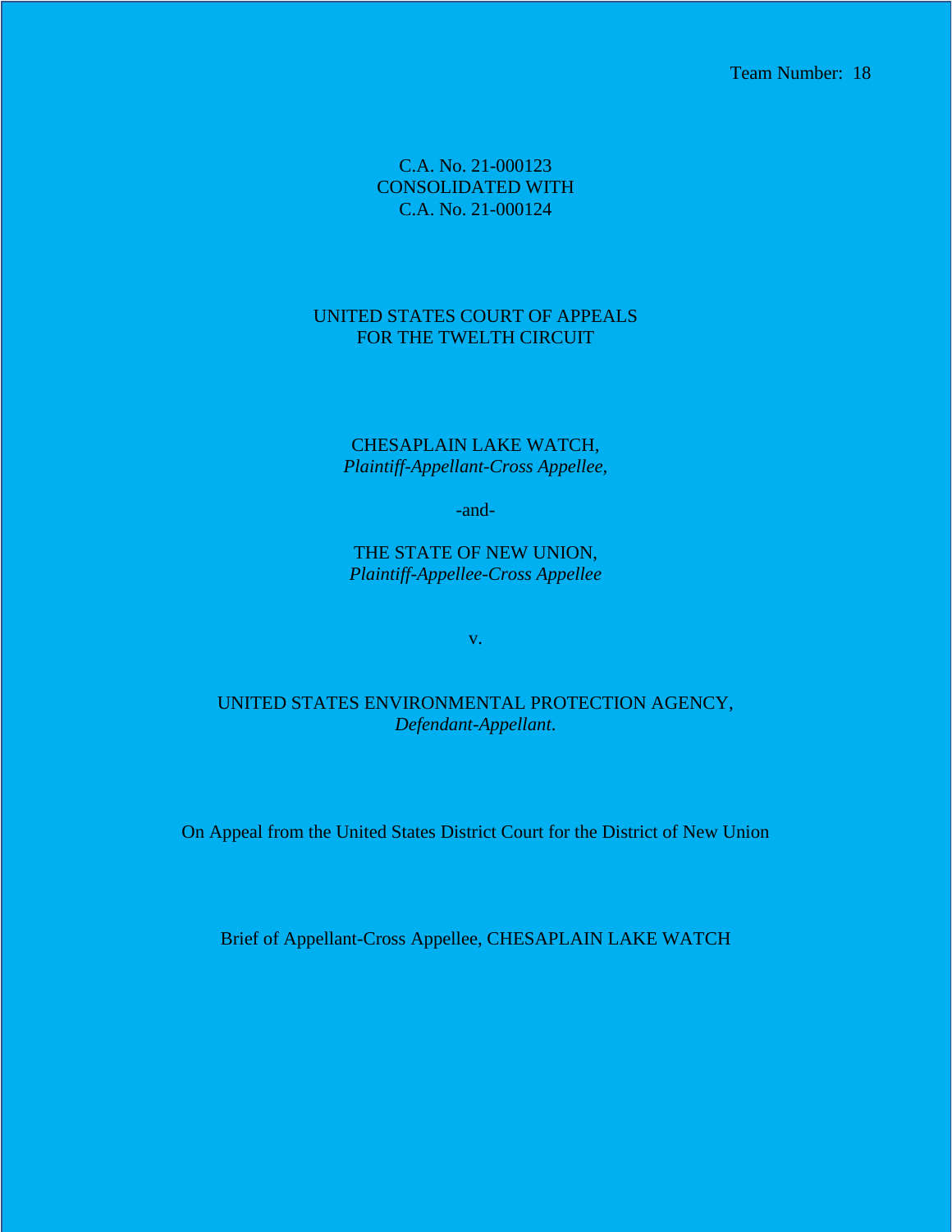Team Number: 18

C.A. No. 21-000123
CONSOLIDATED WITH
C.A. No. 21-000124

UNITED STATES COURT OF APPEALS
FOR THE TWELTH CIRCUIT

CHESAPLAIN LAKE WATCH,
*Plaintiff-Appellant-Cross Appellee,*

-and-

THE STATE OF NEW UNION,
*Plaintiff-Appellee-Cross Appellee*

v.

UNITED STATES ENVIRONMENTAL PROTECTION AGENCY,
*Defendant-Appellant.*

On Appeal from the United States District Court for the District of New Union

Brief of Appellant-Cross Appellee, CHESAPLAIN LAKE WATCH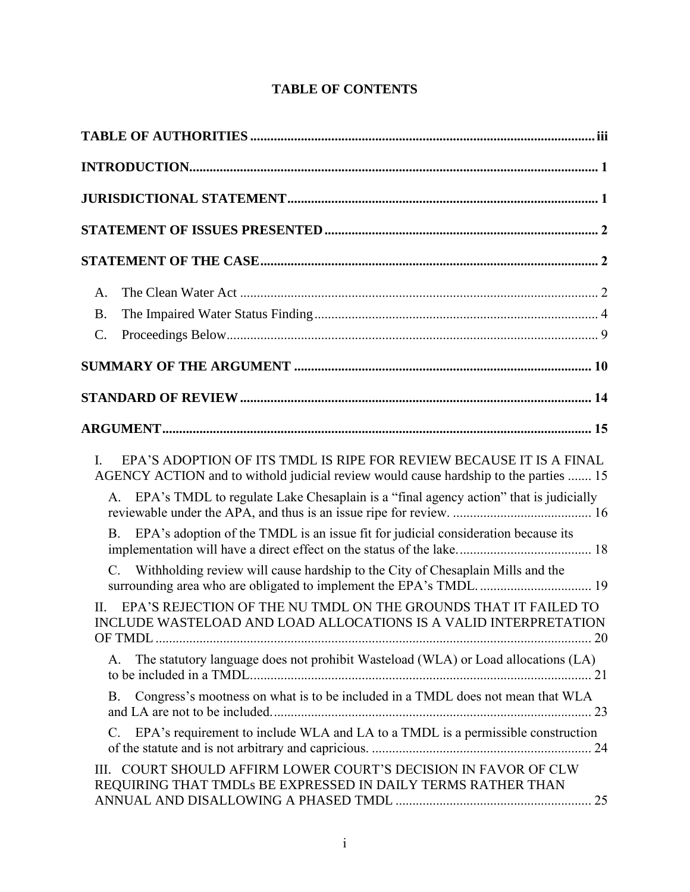# TABLE OF CONTENTS

**TABLE OF AUTHORITIES** ..... iii

**INTRODUCTION** ..... 1

**JURISDICTIONAL STATEMENT** ..... 1

**STATEMENT OF ISSUES PRESENTED** ..... 2

**STATEMENT OF THE CASE** ..... 2

- A. The Clean Water Act ..... 2
- B. The Impaired Water Status Finding ..... 4
- C. Proceedings Below ..... 9

**SUMMARY OF THE ARGUMENT** ..... 10

**STANDARD OF REVIEW** ..... 14

**ARGUMENT** ..... 15

I. EPA'S ADOPTION OF ITS TMDL IS RIPE FOR REVIEW BECAUSE IT IS A FINAL AGENCY ACTION and to withold judicial review would cause hardship to the parties ..... 15

- A. EPA's TMDL to regulate Lake Chesaplain is a "final agency action" that is judicially reviewable under the APA, and thus is an issue ripe for review. ..... 16
- B. EPA's adoption of the TMDL is an issue fit for judicial consideration because its implementation will have a direct effect on the status of the lake. ..... 18
- C. Withholding review will cause hardship to the City of Chesaplain Mills and the surrounding area who are obligated to implement the EPA's TMDL. ..... 19

II. EPA'S REJECTION OF THE NU TMDL ON THE GROUNDS THAT IT FAILED TO INCLUDE WASTELOAD AND LOAD ALLOCATIONS IS A VALID INTERPRETATION OF TMDL ..... 20

- A. The statutory language does not prohibit Wasteload (WLA) or Load allocations (LA) to be included in a TMDL ..... 21
- B. Congress's mootness on what is to be included in a TMDL does not mean that WLA and LA are not to be included. ..... 23
- C. EPA's requirement to include WLA and LA to a TMDL is a permissible construction of the statute and is not arbitrary and capricious. ..... 24

III. COURT SHOULD AFFIRM LOWER COURT'S DECISION IN FAVOR OF CLW REQUIRING THAT TMDLs BE EXPRESSED IN DAILY TERMS RATHER THAN ANNUAL AND DISALLOWING A PHASED TMDL ..... 25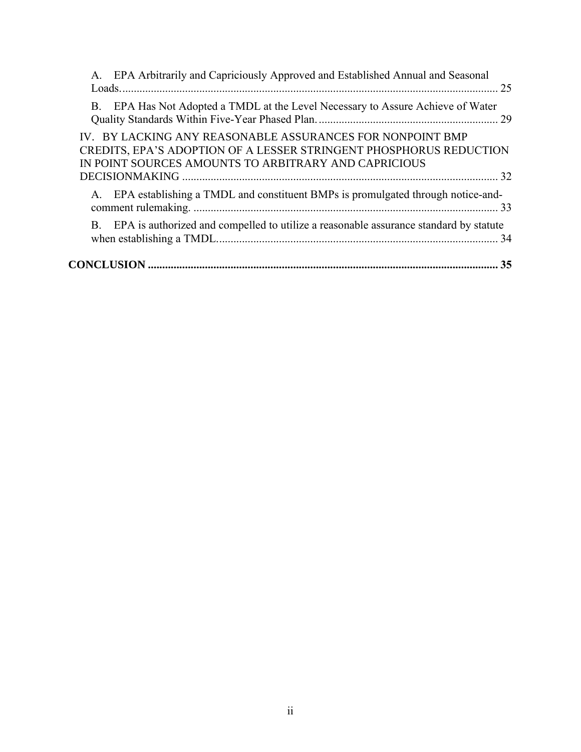A. EPA Arbitrarily and Capriciously Approved and Established Annual and Seasonal Loads. .................................................................................................................................... 25

B. EPA Has Not Adopted a TMDL at the Level Necessary to Assure Achieve of Water Quality Standards Within Five-Year Phased Plan. .............................................................. 29

IV. BY LACKING ANY REASONABLE ASSURANCES FOR NONPOINT BMP CREDITS, EPA'S ADOPTION OF A LESSER STRINGENT PHOSPHORUS REDUCTION IN POINT SOURCES AMOUNTS TO ARBITRARY AND CAPRICIOUS DECISIONMAKING .............................................................................................................. 32

A. EPA establishing a TMDL and constituent BMPs is promulgated through notice-and-comment rulemaking. .......................................................................................................... 33

B. EPA is authorized and compelled to utilize a reasonable assurance standard by statute when establishing a TMDL. ................................................................................................. 34

**CONCLUSION ........................................................................................................................... 35**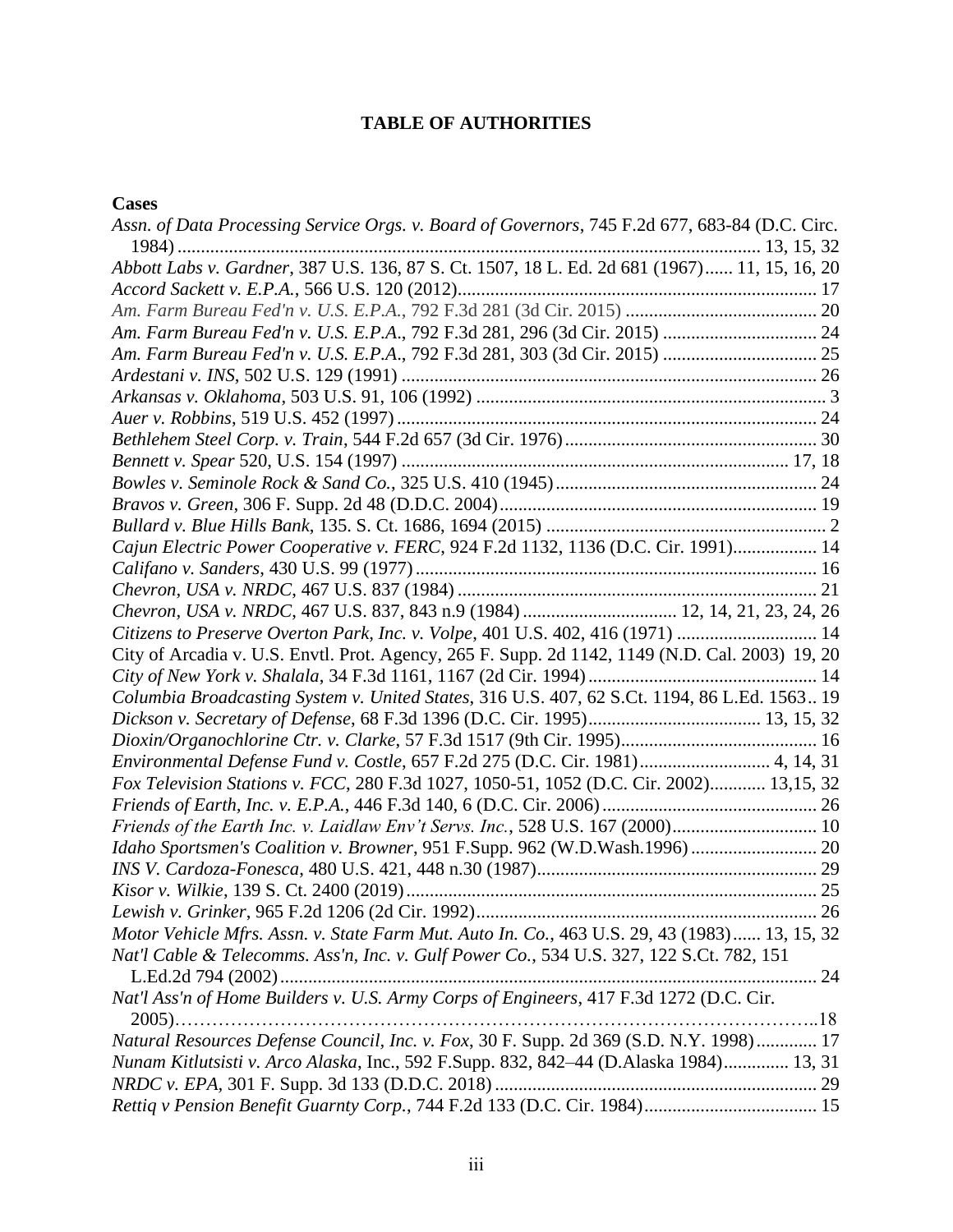# TABLE OF AUTHORITIES

**Cases**

*Assn. of Data Processing Service Orgs. v. Board of Governors*, 745 F.2d 677, 683-84 (D.C. Circ. 1984) ............................................................................................................ 13, 15, 32
*Abbott Labs v. Gardner*, 387 U.S. 136, 87 S. Ct. 1507, 18 L. Ed. 2d 681 (1967)...... 11, 15, 16, 20
*Accord Sackett v. E.P.A.*, 566 U.S. 120 (2012)............................................................................ 17
*Am. Farm Bureau Fed'n v. U.S. E.P.A.*, 792 F.3d 281 (3d Cir. 2015) ......................................... 20
*Am. Farm Bureau Fed'n v. U.S. E.P.A.*, 792 F.3d 281, 296 (3d Cir. 2015) ................................. 24
*Am. Farm Bureau Fed'n v. U.S. E.P.A.*, 792 F.3d 281, 303 (3d Cir. 2015) ................................. 25
*Ardestani v. INS*, 502 U.S. 129 (1991) ......................................................................................... 26
*Arkansas v. Oklahoma*, 503 U.S. 91, 106 (1992) ........................................................................... 3
*Auer v. Robbins*, 519 U.S. 452 (1997).......................................................................................... 24
*Bethlehem Steel Corp. v. Train*, 544 F.2d 657 (3d Cir. 1976)...................................................... 30
*Bennett v. Spear* 520, U.S. 154 (1997) ................................................................................. 17, 18
*Bowles v. Seminole Rock & Sand Co.*, 325 U.S. 410 (1945)........................................................ 24
*Bravos v. Green*, 306 F. Supp. 2d 48 (D.D.C. 2004).................................................................... 19
*Bullard v. Blue Hills Bank*, 135. S. Ct. 1686, 1694 (2015) ............................................................ 2
*Cajun Electric Power Cooperative v. FERC*, 924 F.2d 1132, 1136 (D.C. Cir. 1991).................. 14
*Califano v. Sanders*, 430 U.S. 99 (1977)...................................................................................... 16
*Chevron, USA v. NRDC*, 467 U.S. 837 (1984) ............................................................................. 21
*Chevron, USA v. NRDC*, 467 U.S. 837, 843 n.9 (1984) ................................. 12, 14, 21, 23, 24, 26
*Citizens to Preserve Overton Park, Inc. v. Volpe*, 401 U.S. 402, 416 (1971) .............................. 14
City of Arcadia v. U.S. Envtl. Prot. Agency, 265 F. Supp. 2d 1142, 1149 (N.D. Cal. 2003) 19, 20
*City of New York v. Shalala*, 34 F.3d 1161, 1167 (2d Cir. 1994)................................................. 14
*Columbia Broadcasting System v. United States*, 316 U.S. 407, 62 S.Ct. 1194, 86 L.Ed. 1563.. 19
*Dickson v. Secretary of Defense*, 68 F.3d 1396 (D.C. Cir. 1995)..................................... 13, 15, 32
*Dioxin/Organochlorine Ctr. v. Clarke*, 57 F.3d 1517 (9th Cir. 1995).......................................... 16
*Environmental Defense Fund v. Costle*, 657 F.2d 275 (D.C. Cir. 1981)............................ 4, 14, 31
*Fox Television Stations v. FCC*, 280 F.3d 1027, 1050-51, 1052 (D.C. Cir. 2002)............ 13,15, 32
*Friends of Earth, Inc. v. E.P.A.*, 446 F.3d 140, 6 (D.C. Cir. 2006).............................................. 26
*Friends of the Earth Inc. v. Laidlaw Env't Servs. Inc.*, 528 U.S. 167 (2000)............................... 10
*Idaho Sportsmen's Coalition v. Browner*, 951 F.Supp. 962 (W.D.Wash.1996)........................... 20
*INS V. Cardoza-Fonesca*, 480 U.S. 421, 448 n.30 (1987)............................................................ 29
*Kisor v. Wilkie*, 139 S. Ct. 2400 (2019)........................................................................................ 25
*Lewish v. Grinker*, 965 F.2d 1206 (2d Cir. 1992)......................................................................... 26
*Motor Vehicle Mfrs. Assn. v. State Farm Mut. Auto In. Co.*, 463 U.S. 29, 43 (1983)...... 13, 15, 32
*Nat'l Cable & Telecomms. Ass'n, Inc. v. Gulf Power Co.*, 534 U.S. 327, 122 S.Ct. 782, 151 L.Ed.2d 794 (2002)................................................................................................................... 24
*Nat'l Ass'n of Home Builders v. U.S. Army Corps of Engineers*, 417 F.3d 1272 (D.C. Cir. 2005)…………………………………………………………………………………………..18
*Natural Resources Defense Council, Inc. v. Fox*, 30 F. Supp. 2d 369 (S.D. N.Y. 1998)............. 17
*Nunam Kitlutsisti v. Arco Alaska*, Inc., 592 F.Supp. 832, 842–44 (D.Alaska 1984).............. 13, 31
*NRDC v. EPA*, 301 F. Supp. 3d 133 (D.D.C. 2018)..................................................................... 29
*Rettiq v Pension Benefit Guarnty Corp.*, 744 F.2d 133 (D.C. Cir. 1984)..................................... 15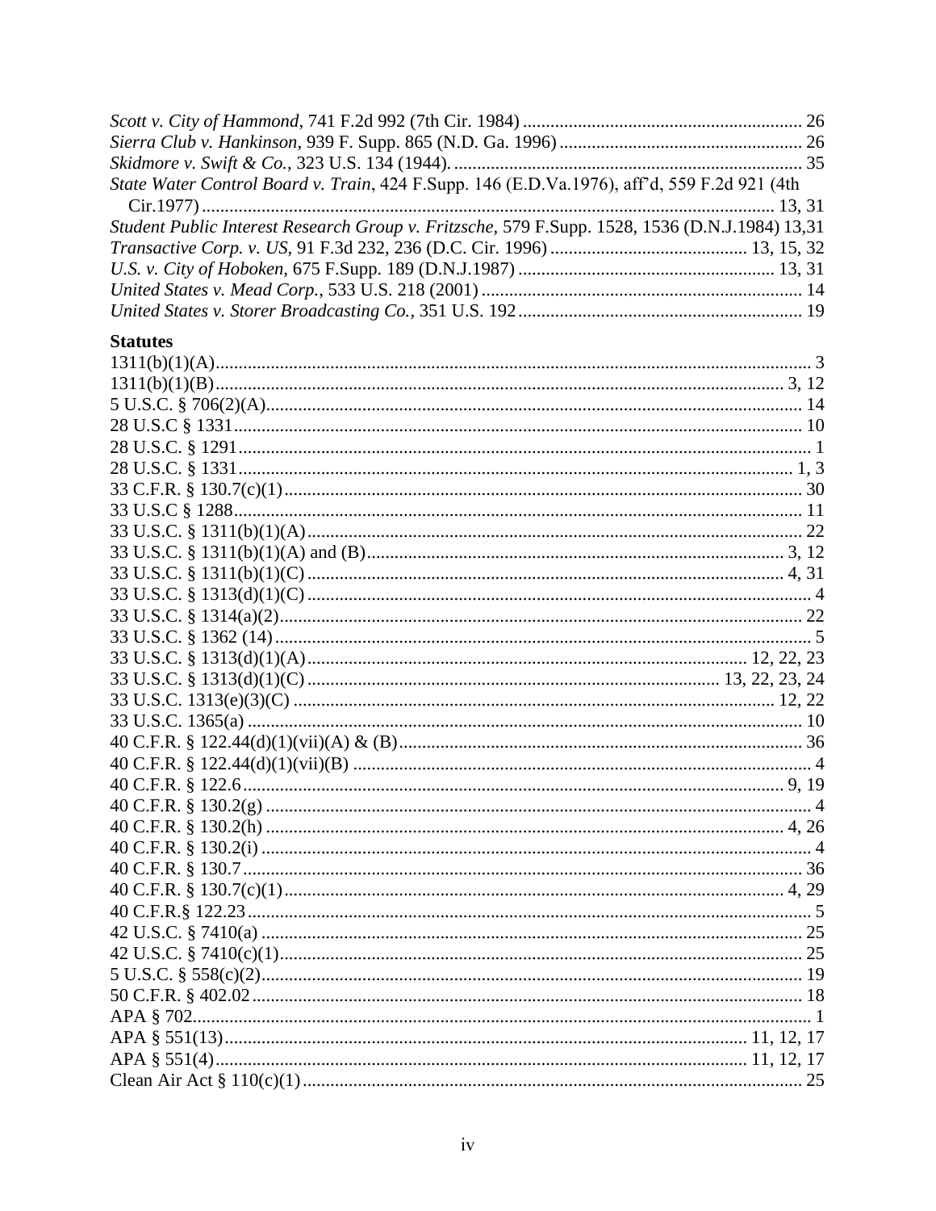*Scott v. City of Hammond*, 741 F.2d 992 (7th Cir. 1984) .......... 26
*Sierra Club v. Hankinson*, 939 F. Supp. 865 (N.D. Ga. 1996) .......... 26
*Skidmore v. Swift & Co.*, 323 U.S. 134 (1944). .......... 35
*State Water Control Board v. Train*, 424 F.Supp. 146 (E.D.Va.1976), aff'd, 559 F.2d 921 (4th Cir.1977) .......... 13, 31
*Student Public Interest Research Group v. Fritzsche*, 579 F.Supp. 1528, 1536 (D.N.J.1984) 13,31
*Transactive Corp. v. US*, 91 F.3d 232, 236 (D.C. Cir. 1996) .......... 13, 15, 32
*U.S. v. City of Hoboken*, 675 F.Supp. 189 (D.N.J.1987) .......... 13, 31
*United States v. Mead Corp.*, 533 U.S. 218 (2001) .......... 14
*United States v. Storer Broadcasting Co.*, 351 U.S. 192 .......... 19

**Statutes**

1311(b)(1)(A) .......... 3
1311(b)(1)(B) .......... 3, 12
5 U.S.C. § 706(2)(A) .......... 14
28 U.S.C § 1331 .......... 10
28 U.S.C. § 1291 .......... 1
28 U.S.C. § 1331 .......... 1, 3
33 C.F.R. § 130.7(c)(1) .......... 30
33 U.S.C § 1288 .......... 11
33 U.S.C. § 1311(b)(1)(A) .......... 22
33 U.S.C. § 1311(b)(1)(A) and (B) .......... 3, 12
33 U.S.C. § 1311(b)(1)(C) .......... 4, 31
33 U.S.C. § 1313(d)(1)(C) .......... 4
33 U.S.C. § 1314(a)(2) .......... 22
33 U.S.C. § 1362 (14) .......... 5
33 U.S.C. § 1313(d)(1)(A) .......... 12, 22, 23
33 U.S.C. § 1313(d)(1)(C) .......... 13, 22, 23, 24
33 U.S.C. 1313(e)(3)(C) .......... 12, 22
33 U.S.C. 1365(a) .......... 10
40 C.F.R. § 122.44(d)(1)(vii)(A) & (B) .......... 36
40 C.F.R. § 122.44(d)(1)(vii)(B) .......... 4
40 C.F.R. § 122.6 .......... 9, 19
40 C.F.R. § 130.2(g) .......... 4
40 C.F.R. § 130.2(h) .......... 4, 26
40 C.F.R. § 130.2(i) .......... 4
40 C.F.R. § 130.7 .......... 36
40 C.F.R. § 130.7(c)(1) .......... 4, 29
40 C.F.R.§ 122.23 .......... 5
42 U.S.C. § 7410(a) .......... 25
42 U.S.C. § 7410(c)(1) .......... 25
5 U.S.C. § 558(c)(2) .......... 19
50 C.F.R. § 402.02 .......... 18
APA § 702 .......... 1
APA § 551(13) .......... 11, 12, 17
APA § 551(4) .......... 11, 12, 17
Clean Air Act § 110(c)(1) .......... 25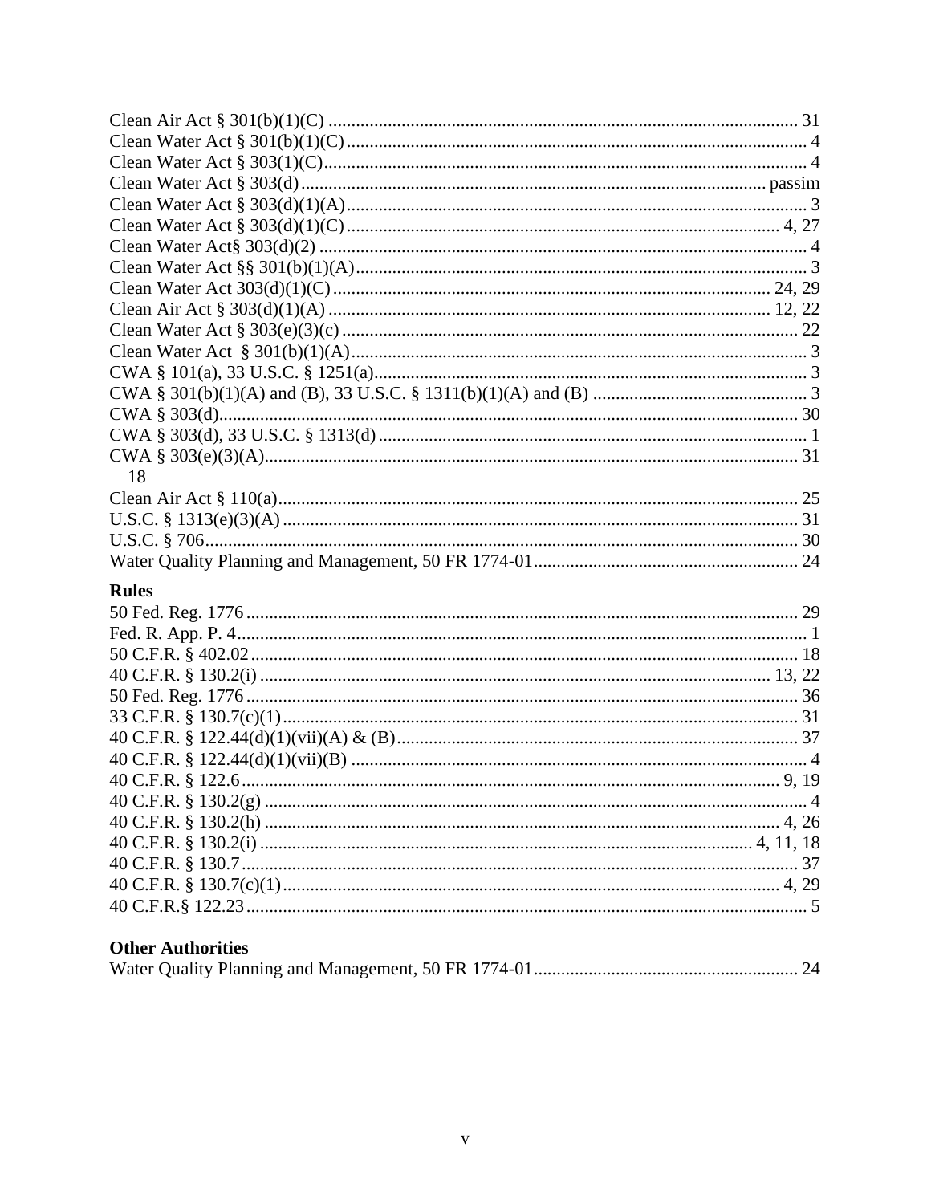Clean Air Act § 301(b)(1)(C) .......................................................................................... 31
Clean Water Act § 301(b)(1)(C) ........................................................................................ 4
Clean Water Act § 303(1)(C)............................................................................................. 4
Clean Water Act § 303(d) ........................................................................................... passim
Clean Water Act § 303(d)(1)(A) ........................................................................................ 3
Clean Water Act § 303(d)(1)(C) .................................................................................. 4, 27
Clean Water Act§ 303(d)(2) .............................................................................................. 4
Clean Water Act §§ 301(b)(1)(A)....................................................................................... 3
Clean Water Act 303(d)(1)(C) ..................................................................................... 24, 29
Clean Air Act § 303(d)(1)(A) ....................................................................................... 12, 22
Clean Water Act § 303(e)(3)(c) ........................................................................................ 22
Clean Water Act § 301(b)(1)(A)........................................................................................ 3
CWA § 101(a), 33 U.S.C. § 1251(a).................................................................................. 3
CWA § 301(b)(1)(A) and (B), 33 U.S.C. § 1311(b)(1)(A) and (B) ................................. 3
CWA § 303(d)................................................................................................................... 30
CWA § 303(d), 33 U.S.C. § 1313(d) ................................................................................ 1
CWA § 303(e)(3)(A)......................................................................................................... 31
18
Clean Air Act § 110(a)...................................................................................................... 25
U.S.C. § 1313(e)(3)(A) ..................................................................................................... 31
U.S.C. § 706..................................................................................................................... 30
Water Quality Planning and Management, 50 FR 1774-01.............................................. 24

## Rules

50 Fed. Reg. 1776 ............................................................................................................. 29
Fed. R. App. P. 4................................................................................................................. 1
50 C.F.R. § 402.02 ............................................................................................................ 18
40 C.F.R. § 130.2(i) ..................................................................................................... 13, 22
50 Fed. Reg. 1776 ............................................................................................................. 36
33 C.F.R. § 130.7(c)(1)..................................................................................................... 31
40 C.F.R. § 122.44(d)(1)(vii)(A) & (B)............................................................................ 37
40 C.F.R. § 122.44(d)(1)(vii)(B) ........................................................................................ 4
40 C.F.R. § 122.6 ......................................................................................................... 9, 19
40 C.F.R. § 130.2(g) .......................................................................................................... 4
40 C.F.R. § 130.2(h) ..................................................................................................... 4, 26
40 C.F.R. § 130.2(i) .................................................................................................. 4, 11, 18
40 C.F.R. § 130.7.............................................................................................................. 37
40 C.F.R. § 130.7(c)(1).................................................................................................. 4, 29
40 C.F.R.§ 122.23 .............................................................................................................. 5

## Other Authorities

Water Quality Planning and Management, 50 FR 1774-01.............................................. 24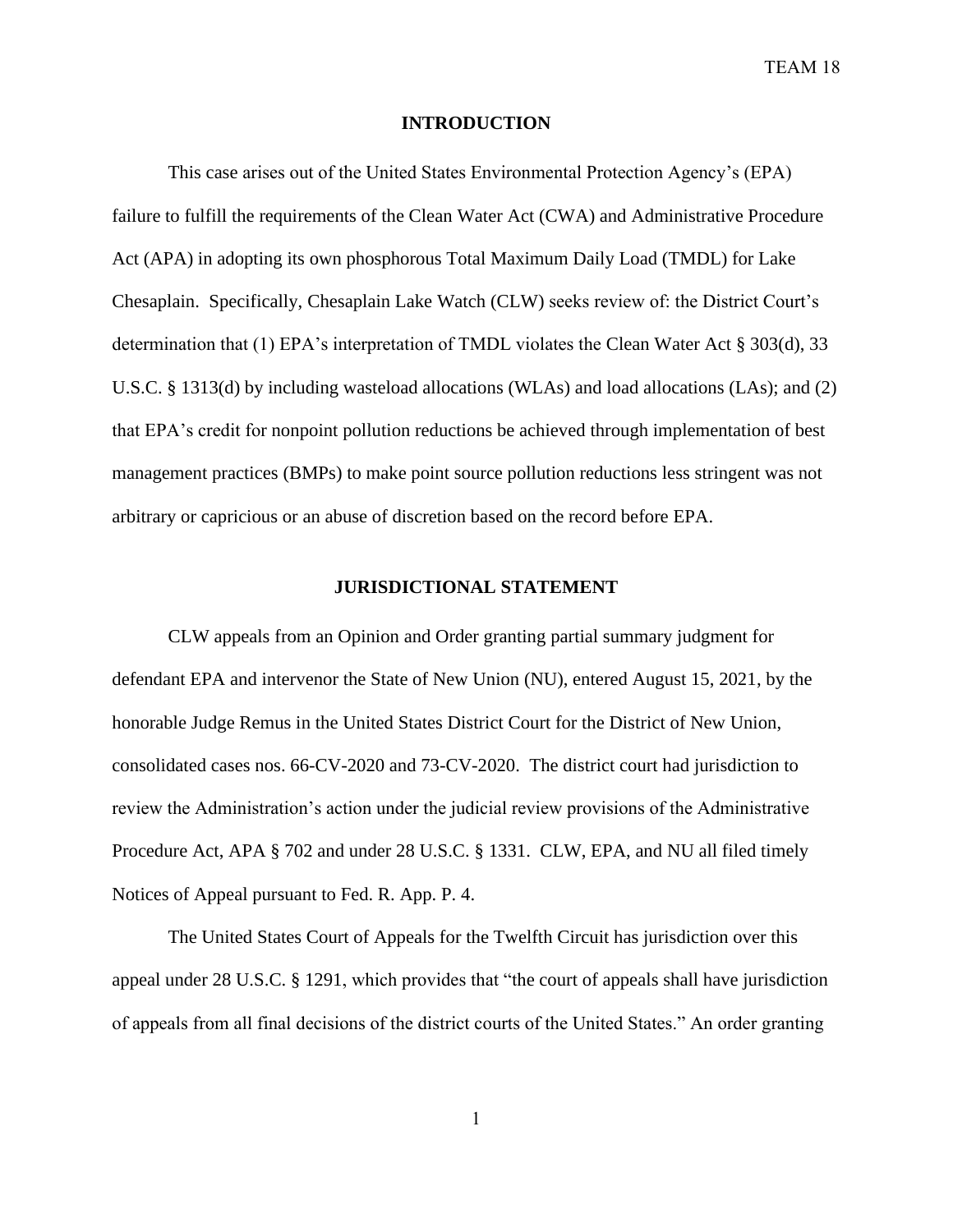## INTRODUCTION

This case arises out of the United States Environmental Protection Agency's (EPA) failure to fulfill the requirements of the Clean Water Act (CWA) and Administrative Procedure Act (APA) in adopting its own phosphorous Total Maximum Daily Load (TMDL) for Lake Chesaplain. Specifically, Chesaplain Lake Watch (CLW) seeks review of: the District Court's determination that (1) EPA's interpretation of TMDL violates the Clean Water Act § 303(d), 33 U.S.C. § 1313(d) by including wasteload allocations (WLAs) and load allocations (LAs); and (2) that EPA's credit for nonpoint pollution reductions be achieved through implementation of best management practices (BMPs) to make point source pollution reductions less stringent was not arbitrary or capricious or an abuse of discretion based on the record before EPA.

## JURISDICTIONAL STATEMENT

CLW appeals from an Opinion and Order granting partial summary judgment for defendant EPA and intervenor the State of New Union (NU), entered August 15, 2021, by the honorable Judge Remus in the United States District Court for the District of New Union, consolidated cases nos. 66-CV-2020 and 73-CV-2020. The district court had jurisdiction to review the Administration's action under the judicial review provisions of the Administrative Procedure Act, APA § 702 and under 28 U.S.C. § 1331. CLW, EPA, and NU all filed timely Notices of Appeal pursuant to Fed. R. App. P. 4.

The United States Court of Appeals for the Twelfth Circuit has jurisdiction over this appeal under 28 U.S.C. § 1291, which provides that "the court of appeals shall have jurisdiction of appeals from all final decisions of the district courts of the United States." An order granting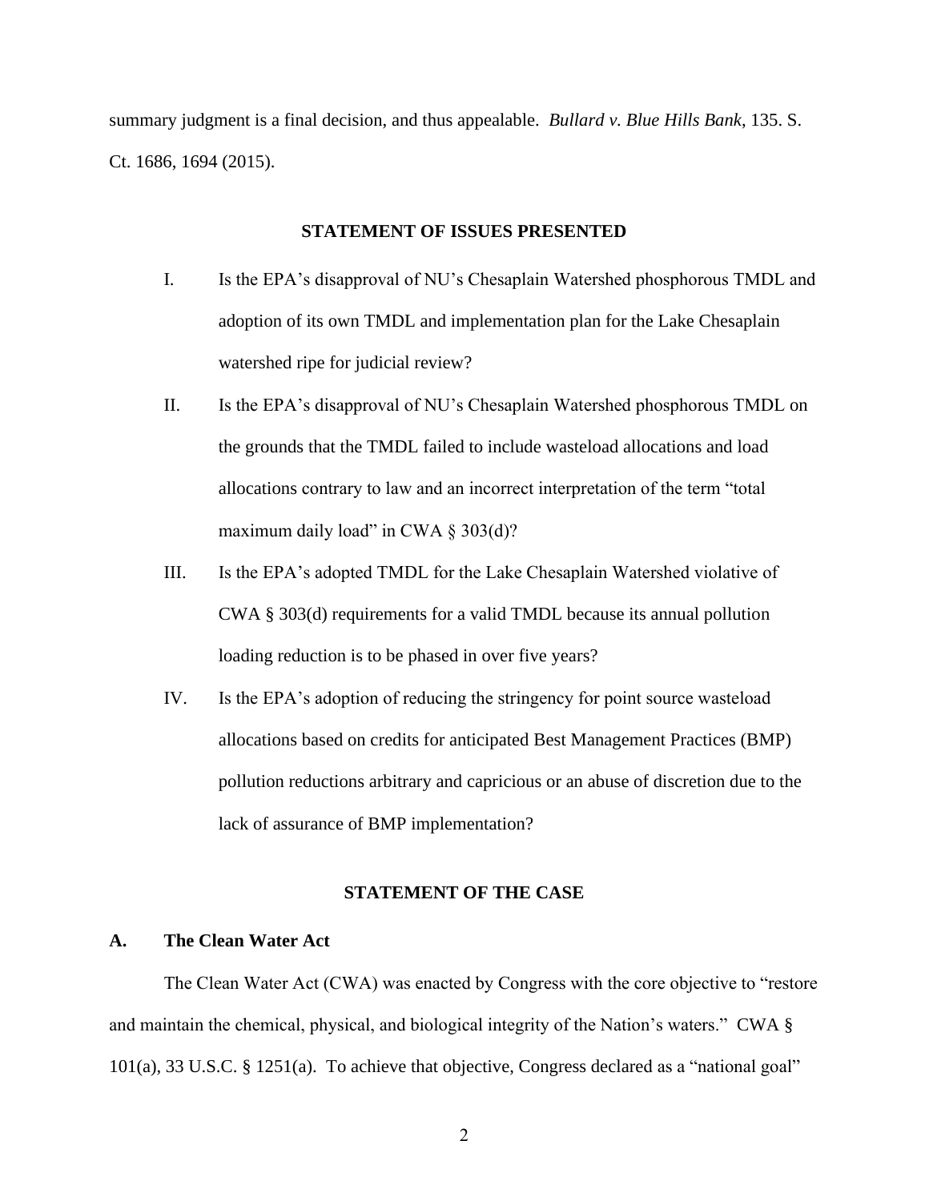summary judgment is a final decision, and thus appealable. *Bullard v. Blue Hills Bank*, 135. S. Ct. 1686, 1694 (2015).

## STATEMENT OF ISSUES PRESENTED

I. Is the EPA's disapproval of NU's Chesaplain Watershed phosphorous TMDL and adoption of its own TMDL and implementation plan for the Lake Chesaplain watershed ripe for judicial review?

II. Is the EPA's disapproval of NU's Chesaplain Watershed phosphorous TMDL on the grounds that the TMDL failed to include wasteload allocations and load allocations contrary to law and an incorrect interpretation of the term "total maximum daily load" in CWA § 303(d)?

III. Is the EPA's adopted TMDL for the Lake Chesaplain Watershed violative of CWA § 303(d) requirements for a valid TMDL because its annual pollution loading reduction is to be phased in over five years?

IV. Is the EPA's adoption of reducing the stringency for point source wasteload allocations based on credits for anticipated Best Management Practices (BMP) pollution reductions arbitrary and capricious or an abuse of discretion due to the lack of assurance of BMP implementation?

## STATEMENT OF THE CASE

### A. The Clean Water Act

The Clean Water Act (CWA) was enacted by Congress with the core objective to "restore and maintain the chemical, physical, and biological integrity of the Nation's waters." CWA § 101(a), 33 U.S.C. § 1251(a). To achieve that objective, Congress declared as a "national goal"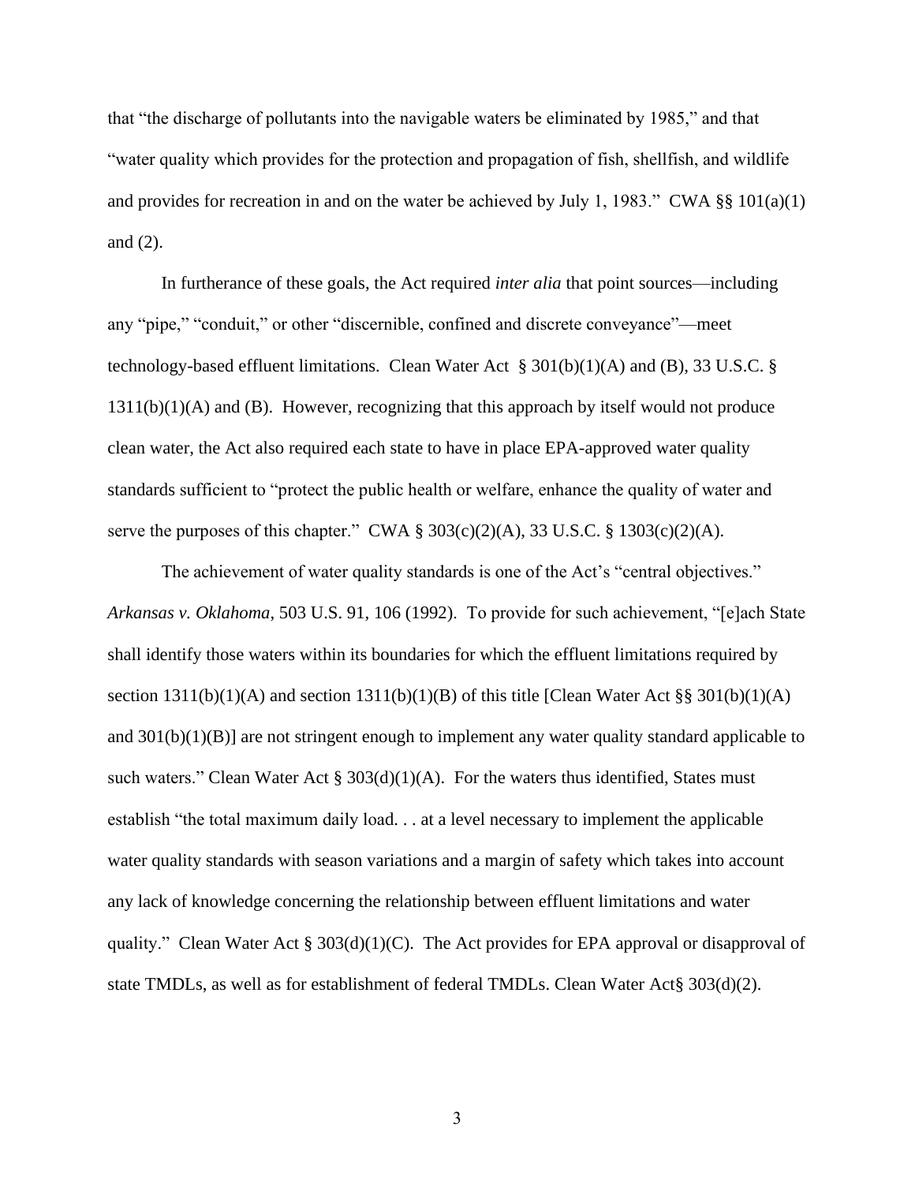that "the discharge of pollutants into the navigable waters be eliminated by 1985," and that "water quality which provides for the protection and propagation of fish, shellfish, and wildlife and provides for recreation in and on the water be achieved by July 1, 1983." CWA §§ 101(a)(1) and (2).

In furtherance of these goals, the Act required *inter alia* that point sources—including any "pipe," "conduit," or other "discernible, confined and discrete conveyance"—meet technology-based effluent limitations. Clean Water Act § 301(b)(1)(A) and (B), 33 U.S.C. § 1311(b)(1)(A) and (B). However, recognizing that this approach by itself would not produce clean water, the Act also required each state to have in place EPA-approved water quality standards sufficient to "protect the public health or welfare, enhance the quality of water and serve the purposes of this chapter." CWA § 303(c)(2)(A), 33 U.S.C. § 1303(c)(2)(A).

The achievement of water quality standards is one of the Act's "central objectives." *Arkansas v. Oklahoma,* 503 U.S. 91, 106 (1992). To provide for such achievement, "[e]ach State shall identify those waters within its boundaries for which the effluent limitations required by section 1311(b)(1)(A) and section 1311(b)(1)(B) of this title [Clean Water Act §§ 301(b)(1)(A) and 301(b)(1)(B)] are not stringent enough to implement any water quality standard applicable to such waters." Clean Water Act § 303(d)(1)(A). For the waters thus identified, States must establish "the total maximum daily load. . . at a level necessary to implement the applicable water quality standards with season variations and a margin of safety which takes into account any lack of knowledge concerning the relationship between effluent limitations and water quality." Clean Water Act § 303(d)(1)(C). The Act provides for EPA approval or disapproval of state TMDLs, as well as for establishment of federal TMDLs. Clean Water Act§ 303(d)(2).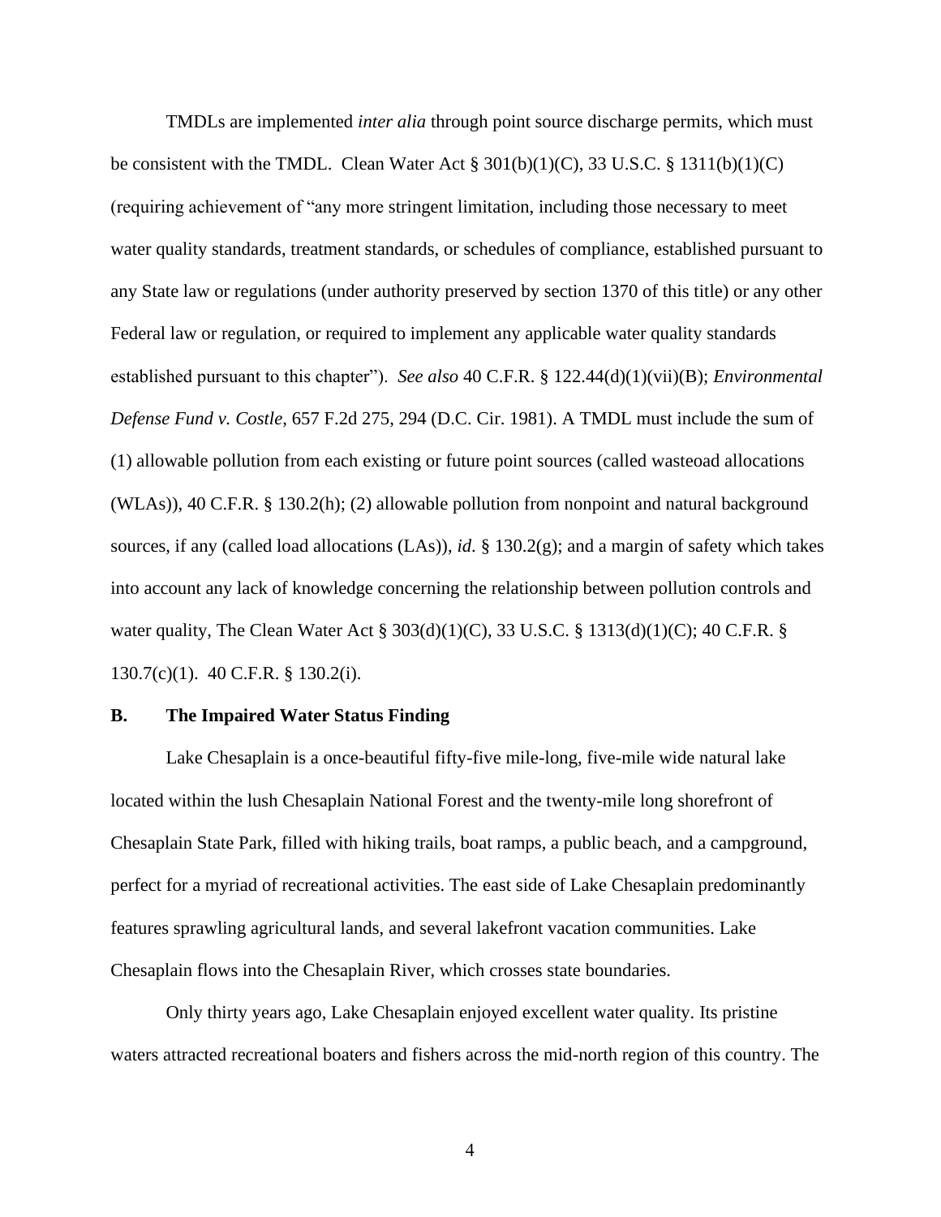TMDLs are implemented *inter alia* through point source discharge permits, which must be consistent with the TMDL. Clean Water Act § 301(b)(1)(C), 33 U.S.C. § 1311(b)(1)(C) (requiring achievement of "any more stringent limitation, including those necessary to meet water quality standards, treatment standards, or schedules of compliance, established pursuant to any State law or regulations (under authority preserved by section 1370 of this title) or any other Federal law or regulation, or required to implement any applicable water quality standards established pursuant to this chapter"). *See also* 40 C.F.R. § 122.44(d)(1)(vii)(B); *Environmental Defense Fund v. Costle*, 657 F.2d 275, 294 (D.C. Cir. 1981). A TMDL must include the sum of (1) allowable pollution from each existing or future point sources (called wasteoad allocations (WLAs)), 40 C.F.R. § 130.2(h); (2) allowable pollution from nonpoint and natural background sources, if any (called load allocations (LAs)), *id*. § 130.2(g); and a margin of safety which takes into account any lack of knowledge concerning the relationship between pollution controls and water quality, The Clean Water Act § 303(d)(1)(C), 33 U.S.C. § 1313(d)(1)(C); 40 C.F.R. § 130.7(c)(1). 40 C.F.R. § 130.2(i).

**B. The Impaired Water Status Finding**

Lake Chesaplain is a once-beautiful fifty-five mile-long, five-mile wide natural lake located within the lush Chesaplain National Forest and the twenty-mile long shorefront of Chesaplain State Park, filled with hiking trails, boat ramps, a public beach, and a campground, perfect for a myriad of recreational activities. The east side of Lake Chesaplain predominantly features sprawling agricultural lands, and several lakefront vacation communities. Lake Chesaplain flows into the Chesaplain River, which crosses state boundaries.

Only thirty years ago, Lake Chesaplain enjoyed excellent water quality. Its pristine waters attracted recreational boaters and fishers across the mid-north region of this country. The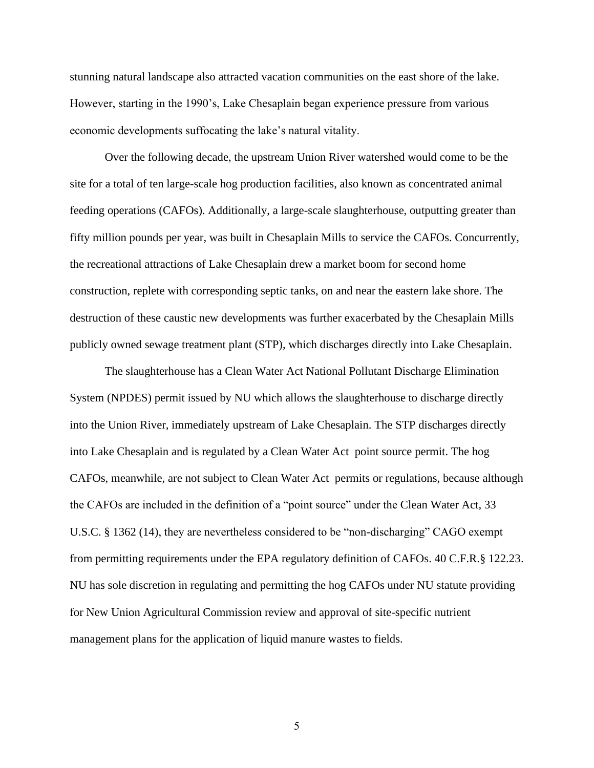stunning natural landscape also attracted vacation communities on the east shore of the lake. However, starting in the 1990's, Lake Chesaplain began experience pressure from various economic developments suffocating the lake's natural vitality.

Over the following decade, the upstream Union River watershed would come to be the site for a total of ten large-scale hog production facilities, also known as concentrated animal feeding operations (CAFOs). Additionally, a large-scale slaughterhouse, outputting greater than fifty million pounds per year, was built in Chesaplain Mills to service the CAFOs. Concurrently, the recreational attractions of Lake Chesaplain drew a market boom for second home construction, replete with corresponding septic tanks, on and near the eastern lake shore. The destruction of these caustic new developments was further exacerbated by the Chesaplain Mills publicly owned sewage treatment plant (STP), which discharges directly into Lake Chesaplain.

The slaughterhouse has a Clean Water Act National Pollutant Discharge Elimination System (NPDES) permit issued by NU which allows the slaughterhouse to discharge directly into the Union River, immediately upstream of Lake Chesaplain. The STP discharges directly into Lake Chesaplain and is regulated by a Clean Water Act point source permit. The hog CAFOs, meanwhile, are not subject to Clean Water Act permits or regulations, because although the CAFOs are included in the definition of a "point source" under the Clean Water Act, 33 U.S.C. § 1362 (14), they are nevertheless considered to be "non-discharging" CAGO exempt from permitting requirements under the EPA regulatory definition of CAFOs. 40 C.F.R.§ 122.23. NU has sole discretion in regulating and permitting the hog CAFOs under NU statute providing for New Union Agricultural Commission review and approval of site-specific nutrient management plans for the application of liquid manure wastes to fields.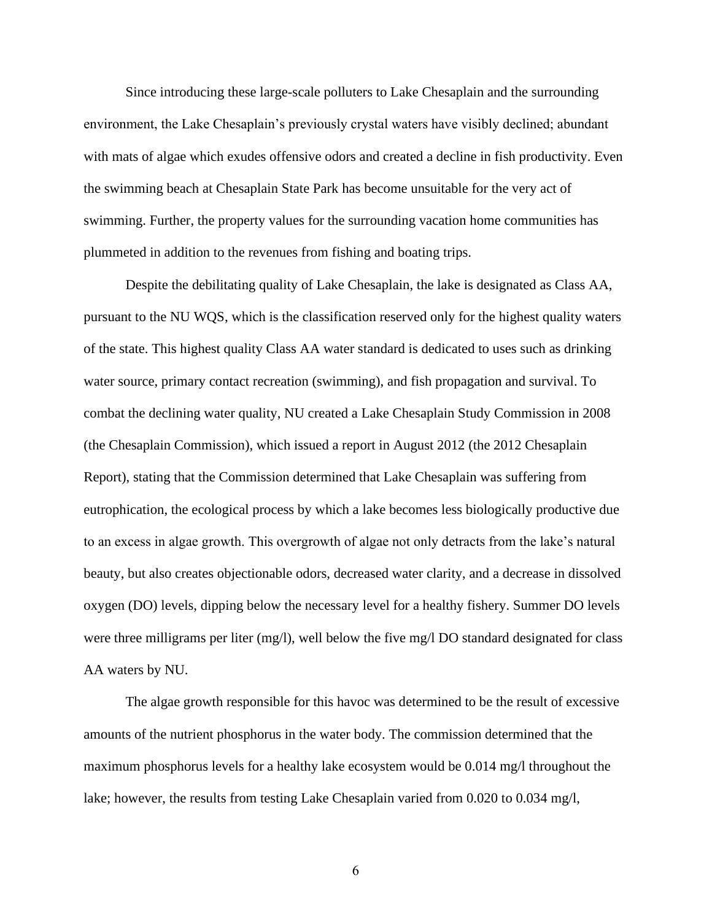Since introducing these large-scale polluters to Lake Chesaplain and the surrounding environment, the Lake Chesaplain's previously crystal waters have visibly declined; abundant with mats of algae which exudes offensive odors and created a decline in fish productivity. Even the swimming beach at Chesaplain State Park has become unsuitable for the very act of swimming. Further, the property values for the surrounding vacation home communities has plummeted in addition to the revenues from fishing and boating trips.

Despite the debilitating quality of Lake Chesaplain, the lake is designated as Class AA, pursuant to the NU WQS, which is the classification reserved only for the highest quality waters of the state. This highest quality Class AA water standard is dedicated to uses such as drinking water source, primary contact recreation (swimming), and fish propagation and survival. To combat the declining water quality, NU created a Lake Chesaplain Study Commission in 2008 (the Chesaplain Commission), which issued a report in August 2012 (the 2012 Chesaplain Report), stating that the Commission determined that Lake Chesaplain was suffering from eutrophication, the ecological process by which a lake becomes less biologically productive due to an excess in algae growth. This overgrowth of algae not only detracts from the lake's natural beauty, but also creates objectionable odors, decreased water clarity, and a decrease in dissolved oxygen (DO) levels, dipping below the necessary level for a healthy fishery. Summer DO levels were three milligrams per liter (mg/l), well below the five mg/l DO standard designated for class AA waters by NU.

The algae growth responsible for this havoc was determined to be the result of excessive amounts of the nutrient phosphorus in the water body. The commission determined that the maximum phosphorus levels for a healthy lake ecosystem would be 0.014 mg/l throughout the lake; however, the results from testing Lake Chesaplain varied from 0.020 to 0.034 mg/l,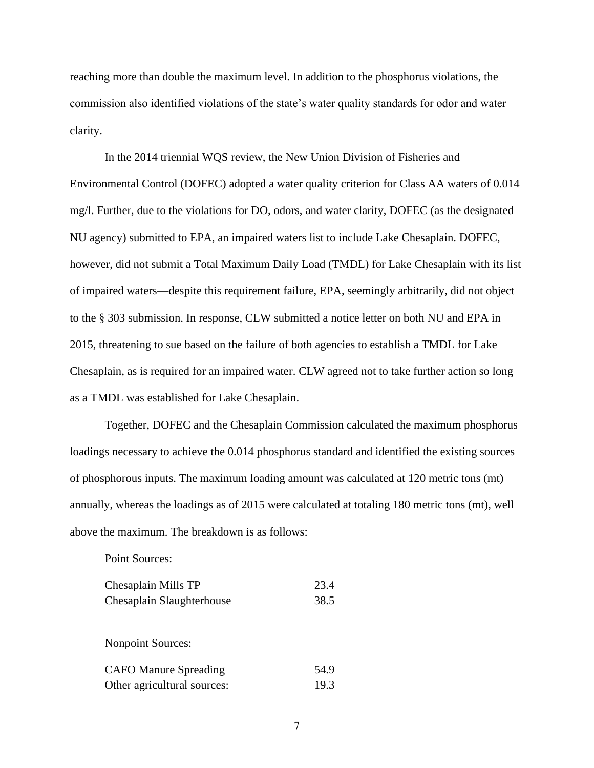reaching more than double the maximum level. In addition to the phosphorus violations, the commission also identified violations of the state's water quality standards for odor and water clarity.

In the 2014 triennial WQS review, the New Union Division of Fisheries and Environmental Control (DOFEC) adopted a water quality criterion for Class AA waters of 0.014 mg/l. Further, due to the violations for DO, odors, and water clarity, DOFEC (as the designated NU agency) submitted to EPA, an impaired waters list to include Lake Chesaplain. DOFEC, however, did not submit a Total Maximum Daily Load (TMDL) for Lake Chesaplain with its list of impaired waters—despite this requirement failure, EPA, seemingly arbitrarily, did not object to the § 303 submission. In response, CLW submitted a notice letter on both NU and EPA in 2015, threatening to sue based on the failure of both agencies to establish a TMDL for Lake Chesaplain, as is required for an impaired water. CLW agreed not to take further action so long as a TMDL was established for Lake Chesaplain.

Together, DOFEC and the Chesaplain Commission calculated the maximum phosphorus loadings necessary to achieve the 0.014 phosphorus standard and identified the existing sources of phosphorous inputs. The maximum loading amount was calculated at 120 metric tons (mt) annually, whereas the loadings as of 2015 were calculated at totaling 180 metric tons (mt), well above the maximum. The breakdown is as follows:

| Point Sources: | |
|---|---|
| Chesaplain Mills TP | 23.4 |
| Chesaplain Slaughterhouse | 38.5 |
| | |
| Nonpoint Sources: | |
| CAFO Manure Spreading | 54.9 |
| Other agricultural sources: | 19.3 |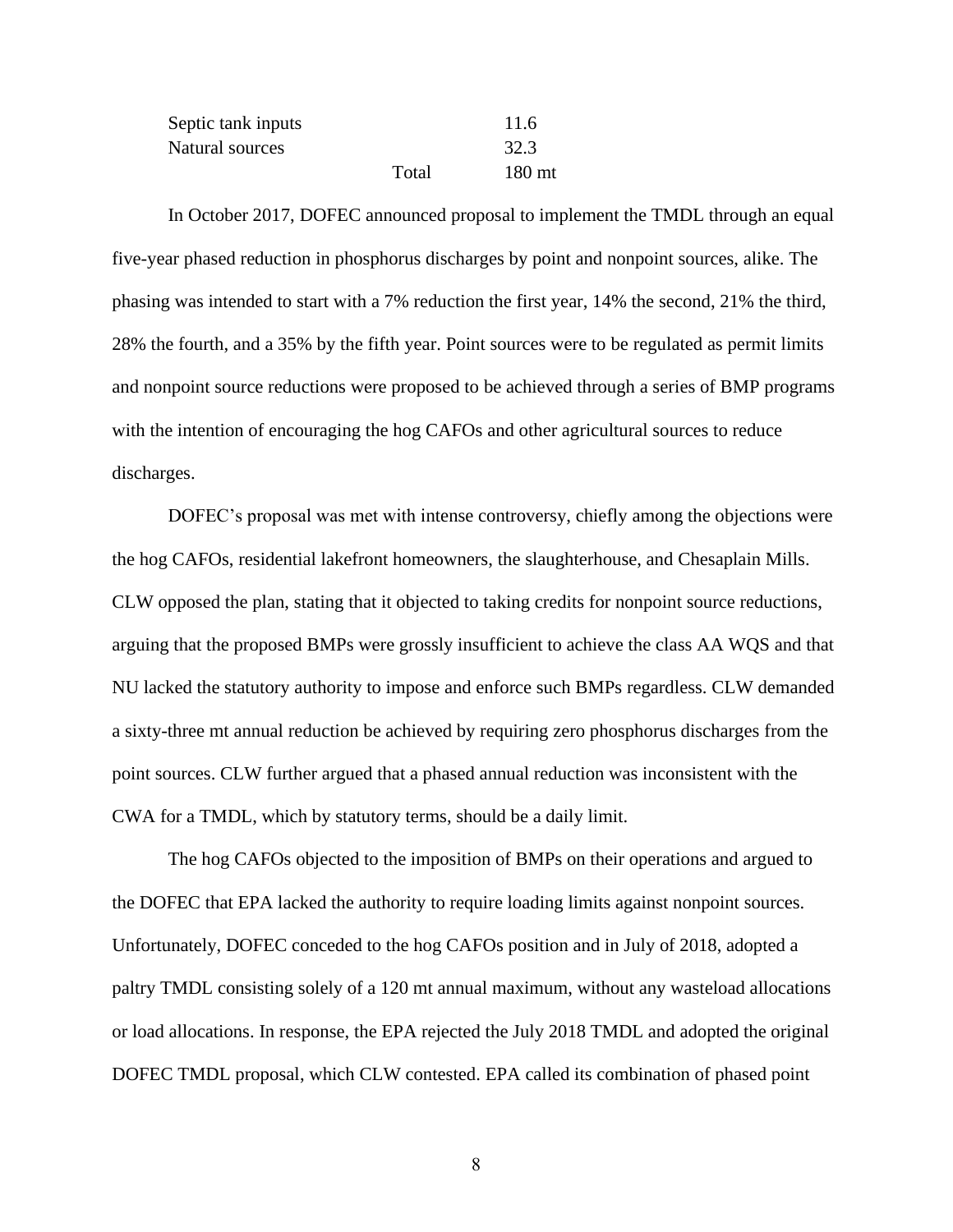| | | |
|---|---|---|
| Septic tank inputs | | 11.6 |
| Natural sources | | 32.3 |
| | Total | 180 mt |

In October 2017, DOFEC announced proposal to implement the TMDL through an equal five-year phased reduction in phosphorus discharges by point and nonpoint sources, alike. The phasing was intended to start with a 7% reduction the first year, 14% the second, 21% the third, 28% the fourth, and a 35% by the fifth year. Point sources were to be regulated as permit limits and nonpoint source reductions were proposed to be achieved through a series of BMP programs with the intention of encouraging the hog CAFOs and other agricultural sources to reduce discharges.

DOFEC's proposal was met with intense controversy, chiefly among the objections were the hog CAFOs, residential lakefront homeowners, the slaughterhouse, and Chesaplain Mills. CLW opposed the plan, stating that it objected to taking credits for nonpoint source reductions, arguing that the proposed BMPs were grossly insufficient to achieve the class AA WQS and that NU lacked the statutory authority to impose and enforce such BMPs regardless. CLW demanded a sixty-three mt annual reduction be achieved by requiring zero phosphorus discharges from the point sources. CLW further argued that a phased annual reduction was inconsistent with the CWA for a TMDL, which by statutory terms, should be a daily limit.

The hog CAFOs objected to the imposition of BMPs on their operations and argued to the DOFEC that EPA lacked the authority to require loading limits against nonpoint sources. Unfortunately, DOFEC conceded to the hog CAFOs position and in July of 2018, adopted a paltry TMDL consisting solely of a 120 mt annual maximum, without any wasteload allocations or load allocations. In response, the EPA rejected the July 2018 TMDL and adopted the original DOFEC TMDL proposal, which CLW contested. EPA called its combination of phased point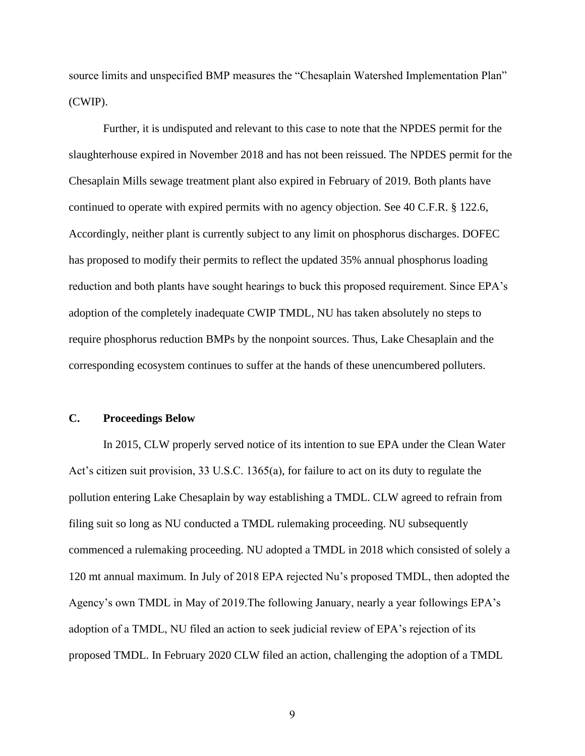source limits and unspecified BMP measures the "Chesaplain Watershed Implementation Plan" (CWIP).

Further, it is undisputed and relevant to this case to note that the NPDES permit for the slaughterhouse expired in November 2018 and has not been reissued. The NPDES permit for the Chesaplain Mills sewage treatment plant also expired in February of 2019. Both plants have continued to operate with expired permits with no agency objection. See 40 C.F.R. § 122.6, Accordingly, neither plant is currently subject to any limit on phosphorus discharges. DOFEC has proposed to modify their permits to reflect the updated 35% annual phosphorus loading reduction and both plants have sought hearings to buck this proposed requirement. Since EPA's adoption of the completely inadequate CWIP TMDL, NU has taken absolutely no steps to require phosphorus reduction BMPs by the nonpoint sources. Thus, Lake Chesaplain and the corresponding ecosystem continues to suffer at the hands of these unencumbered polluters.

### C. Proceedings Below

In 2015, CLW properly served notice of its intention to sue EPA under the Clean Water Act's citizen suit provision, 33 U.S.C. 1365(a), for failure to act on its duty to regulate the pollution entering Lake Chesaplain by way establishing a TMDL. CLW agreed to refrain from filing suit so long as NU conducted a TMDL rulemaking proceeding. NU subsequently commenced a rulemaking proceeding. NU adopted a TMDL in 2018 which consisted of solely a 120 mt annual maximum. In July of 2018 EPA rejected Nu's proposed TMDL, then adopted the Agency's own TMDL in May of 2019.The following January, nearly a year followings EPA's adoption of a TMDL, NU filed an action to seek judicial review of EPA's rejection of its proposed TMDL. In February 2020 CLW filed an action, challenging the adoption of a TMDL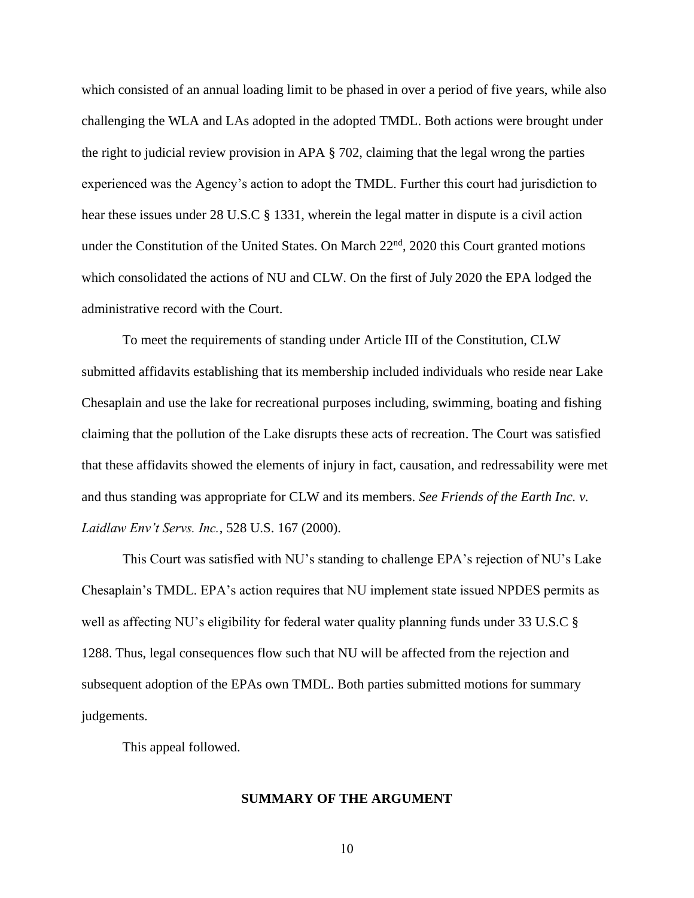which consisted of an annual loading limit to be phased in over a period of five years, while also challenging the WLA and LAs adopted in the adopted TMDL. Both actions were brought under the right to judicial review provision in APA § 702, claiming that the legal wrong the parties experienced was the Agency's action to adopt the TMDL. Further this court had jurisdiction to hear these issues under 28 U.S.C § 1331, wherein the legal matter in dispute is a civil action under the Constitution of the United States. On March 22nd, 2020 this Court granted motions which consolidated the actions of NU and CLW. On the first of July 2020 the EPA lodged the administrative record with the Court.

To meet the requirements of standing under Article III of the Constitution, CLW submitted affidavits establishing that its membership included individuals who reside near Lake Chesaplain and use the lake for recreational purposes including, swimming, boating and fishing claiming that the pollution of the Lake disrupts these acts of recreation. The Court was satisfied that these affidavits showed the elements of injury in fact, causation, and redressability were met and thus standing was appropriate for CLW and its members. *See Friends of the Earth Inc. v. Laidlaw Env't Servs. Inc.*, 528 U.S. 167 (2000).

This Court was satisfied with NU's standing to challenge EPA's rejection of NU's Lake Chesaplain's TMDL. EPA's action requires that NU implement state issued NPDES permits as well as affecting NU's eligibility for federal water quality planning funds under 33 U.S.C § 1288. Thus, legal consequences flow such that NU will be affected from the rejection and subsequent adoption of the EPAs own TMDL. Both parties submitted motions for summary judgements.

This appeal followed.

## SUMMARY OF THE ARGUMENT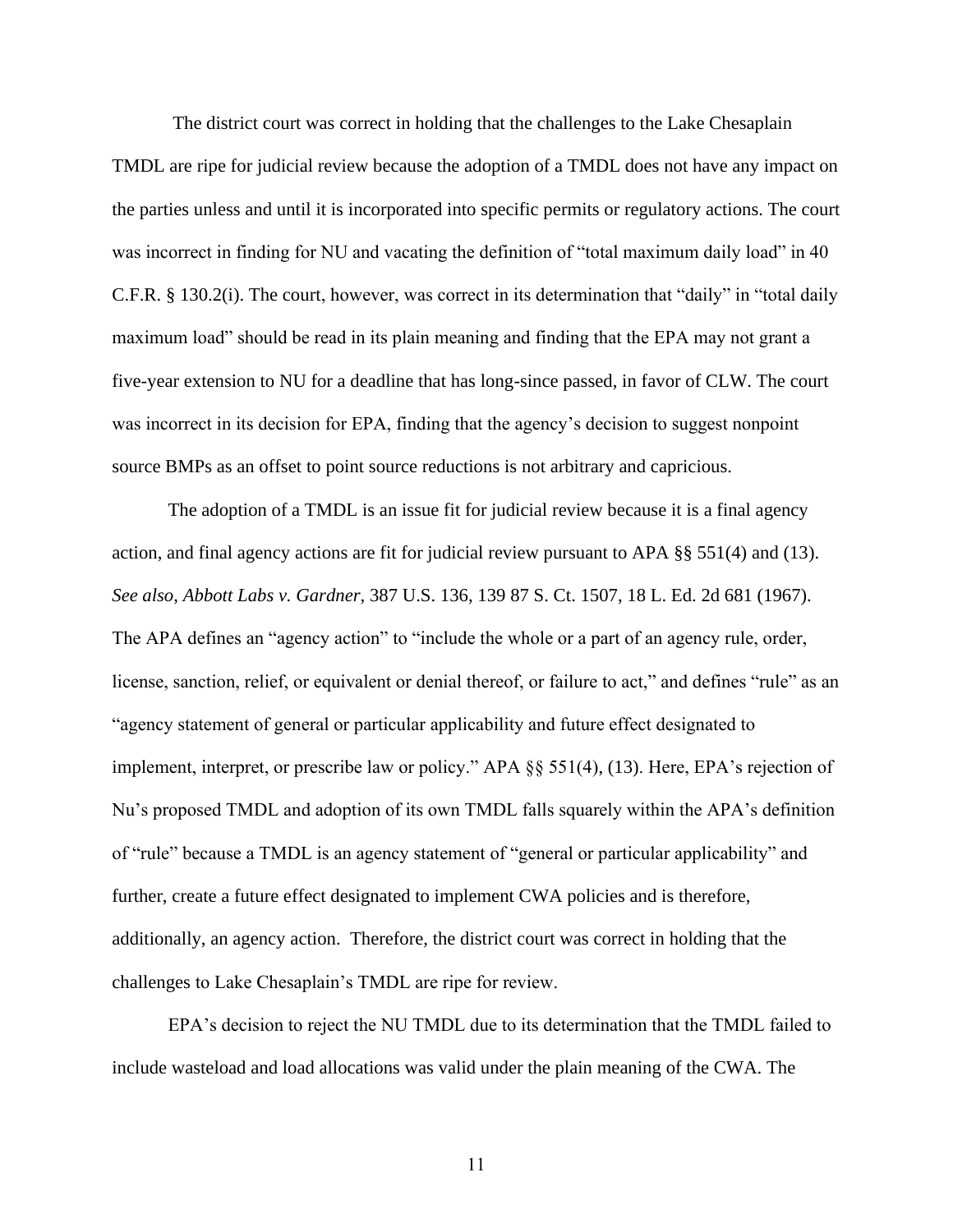The district court was correct in holding that the challenges to the Lake Chesaplain TMDL are ripe for judicial review because the adoption of a TMDL does not have any impact on the parties unless and until it is incorporated into specific permits or regulatory actions. The court was incorrect in finding for NU and vacating the definition of "total maximum daily load" in 40 C.F.R. § 130.2(i). The court, however, was correct in its determination that "daily" in "total daily maximum load" should be read in its plain meaning and finding that the EPA may not grant a five-year extension to NU for a deadline that has long-since passed, in favor of CLW. The court was incorrect in its decision for EPA, finding that the agency's decision to suggest nonpoint source BMPs as an offset to point source reductions is not arbitrary and capricious.

The adoption of a TMDL is an issue fit for judicial review because it is a final agency action, and final agency actions are fit for judicial review pursuant to APA §§ 551(4) and (13). *See also*, *Abbott Labs v. Gardner*, 387 U.S. 136, 139 87 S. Ct. 1507, 18 L. Ed. 2d 681 (1967). The APA defines an "agency action" to "include the whole or a part of an agency rule, order, license, sanction, relief, or equivalent or denial thereof, or failure to act," and defines "rule" as an "agency statement of general or particular applicability and future effect designated to implement, interpret, or prescribe law or policy." APA §§ 551(4), (13). Here, EPA's rejection of Nu's proposed TMDL and adoption of its own TMDL falls squarely within the APA's definition of "rule" because a TMDL is an agency statement of "general or particular applicability" and further, create a future effect designated to implement CWA policies and is therefore, additionally, an agency action. Therefore, the district court was correct in holding that the challenges to Lake Chesaplain's TMDL are ripe for review.

EPA's decision to reject the NU TMDL due to its determination that the TMDL failed to include wasteload and load allocations was valid under the plain meaning of the CWA. The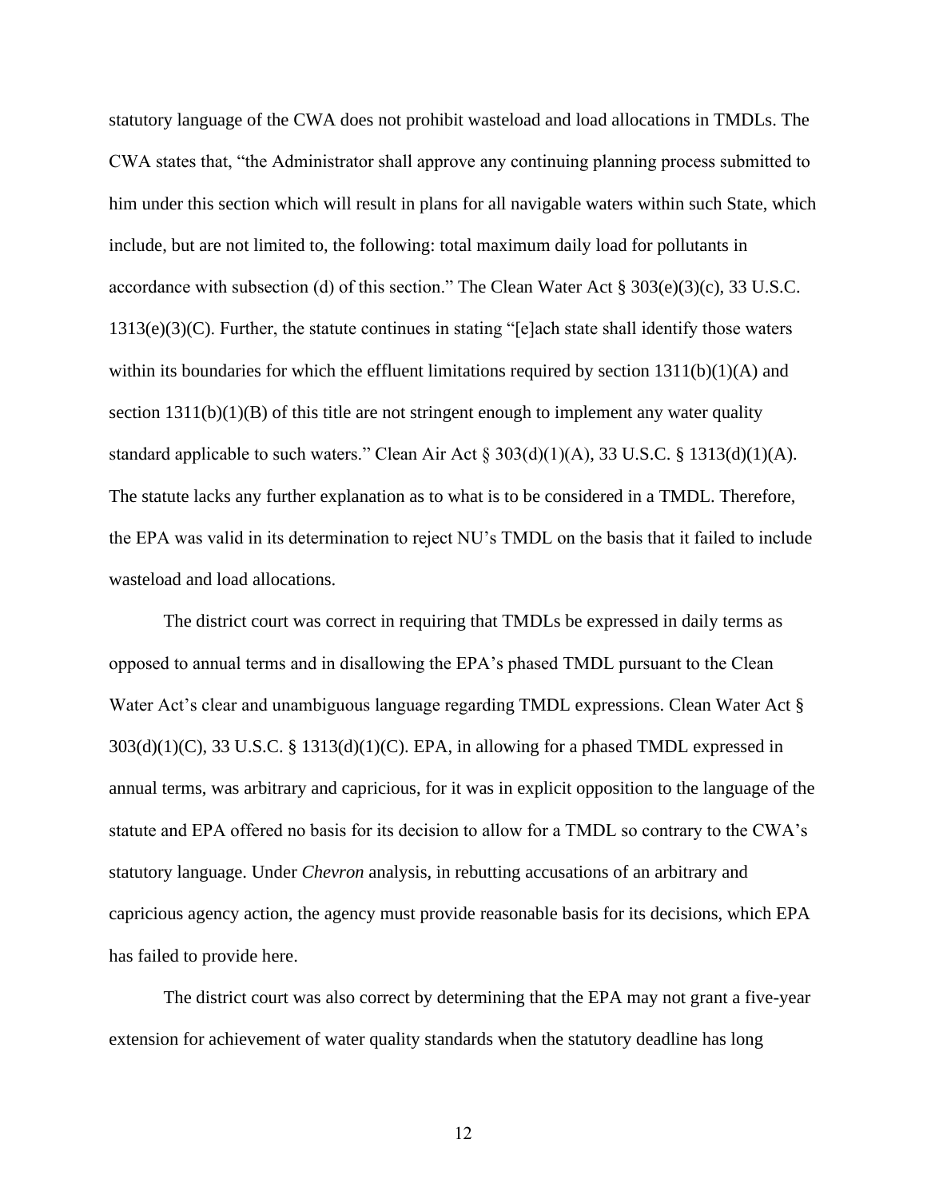statutory language of the CWA does not prohibit wasteload and load allocations in TMDLs. The CWA states that, "the Administrator shall approve any continuing planning process submitted to him under this section which will result in plans for all navigable waters within such State, which include, but are not limited to, the following: total maximum daily load for pollutants in accordance with subsection (d) of this section." The Clean Water Act § 303(e)(3)(c), 33 U.S.C. 1313(e)(3)(C). Further, the statute continues in stating "[e]ach state shall identify those waters within its boundaries for which the effluent limitations required by section 1311(b)(1)(A) and section 1311(b)(1)(B) of this title are not stringent enough to implement any water quality standard applicable to such waters." Clean Air Act § 303(d)(1)(A), 33 U.S.C. § 1313(d)(1)(A). The statute lacks any further explanation as to what is to be considered in a TMDL. Therefore, the EPA was valid in its determination to reject NU's TMDL on the basis that it failed to include wasteload and load allocations.

The district court was correct in requiring that TMDLs be expressed in daily terms as opposed to annual terms and in disallowing the EPA's phased TMDL pursuant to the Clean Water Act's clear and unambiguous language regarding TMDL expressions. Clean Water Act § 303(d)(1)(C), 33 U.S.C. § 1313(d)(1)(C). EPA, in allowing for a phased TMDL expressed in annual terms, was arbitrary and capricious, for it was in explicit opposition to the language of the statute and EPA offered no basis for its decision to allow for a TMDL so contrary to the CWA's statutory language. Under *Chevron* analysis, in rebutting accusations of an arbitrary and capricious agency action, the agency must provide reasonable basis for its decisions, which EPA has failed to provide here.

The district court was also correct by determining that the EPA may not grant a five-year extension for achievement of water quality standards when the statutory deadline has long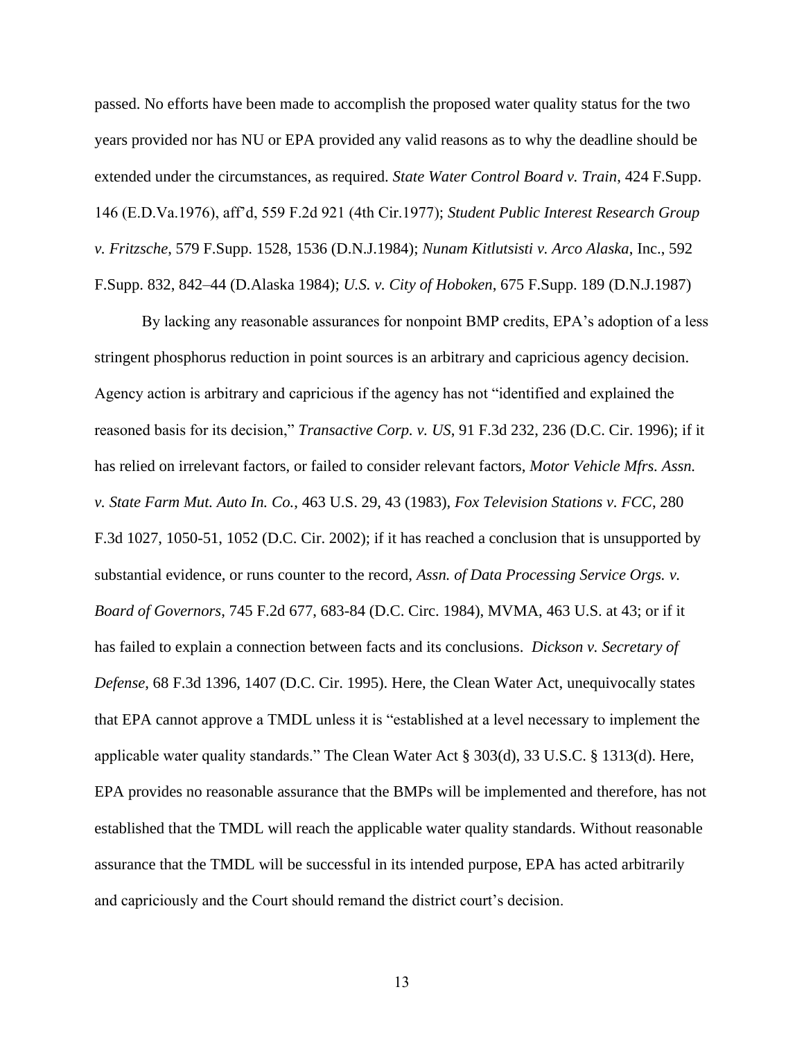passed. No efforts have been made to accomplish the proposed water quality status for the two years provided nor has NU or EPA provided any valid reasons as to why the deadline should be extended under the circumstances, as required. *State Water Control Board v. Train*, 424 F.Supp. 146 (E.D.Va.1976), aff'd, 559 F.2d 921 (4th Cir.1977); *Student Public Interest Research Group v. Fritzsche*, 579 F.Supp. 1528, 1536 (D.N.J.1984); *Nunam Kitlutsisti v. Arco Alaska*, Inc., 592 F.Supp. 832, 842–44 (D.Alaska 1984); *U.S. v. City of Hoboken*, 675 F.Supp. 189 (D.N.J.1987)

By lacking any reasonable assurances for nonpoint BMP credits, EPA's adoption of a less stringent phosphorus reduction in point sources is an arbitrary and capricious agency decision. Agency action is arbitrary and capricious if the agency has not "identified and explained the reasoned basis for its decision," *Transactive Corp. v. US*, 91 F.3d 232, 236 (D.C. Cir. 1996); if it has relied on irrelevant factors, or failed to consider relevant factors, *Motor Vehicle Mfrs. Assn. v. State Farm Mut. Auto In. Co.*, 463 U.S. 29, 43 (1983), *Fox Television Stations v. FCC*, 280 F.3d 1027, 1050-51, 1052 (D.C. Cir. 2002); if it has reached a conclusion that is unsupported by substantial evidence, or runs counter to the record, *Assn. of Data Processing Service Orgs. v. Board of Governors*, 745 F.2d 677, 683-84 (D.C. Circ. 1984), MVMA, 463 U.S. at 43; or if it has failed to explain a connection between facts and its conclusions. *Dickson v. Secretary of Defense*, 68 F.3d 1396, 1407 (D.C. Cir. 1995). Here, the Clean Water Act, unequivocally states that EPA cannot approve a TMDL unless it is "established at a level necessary to implement the applicable water quality standards." The Clean Water Act § 303(d), 33 U.S.C. § 1313(d). Here, EPA provides no reasonable assurance that the BMPs will be implemented and therefore, has not established that the TMDL will reach the applicable water quality standards. Without reasonable assurance that the TMDL will be successful in its intended purpose, EPA has acted arbitrarily and capriciously and the Court should remand the district court's decision.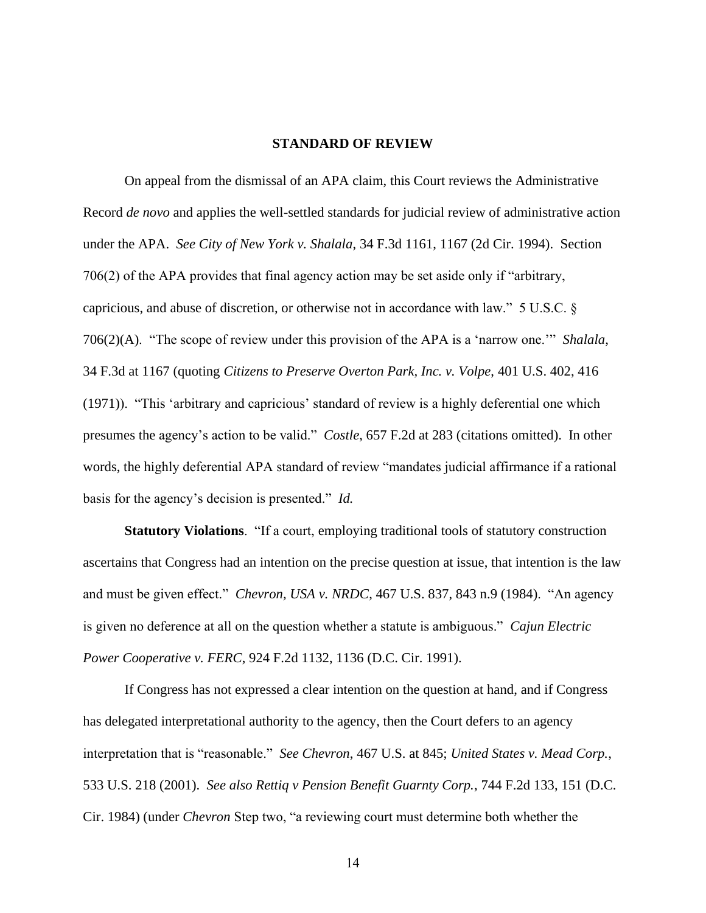## STANDARD OF REVIEW

On appeal from the dismissal of an APA claim, this Court reviews the Administrative Record *de novo* and applies the well-settled standards for judicial review of administrative action under the APA. *See City of New York v. Shalala*, 34 F.3d 1161, 1167 (2d Cir. 1994). Section 706(2) of the APA provides that final agency action may be set aside only if "arbitrary, capricious, and abuse of discretion, or otherwise not in accordance with law." 5 U.S.C. § 706(2)(A). "The scope of review under this provision of the APA is a 'narrow one.'" *Shalala*, 34 F.3d at 1167 (quoting *Citizens to Preserve Overton Park, Inc. v. Volpe*, 401 U.S. 402, 416 (1971)). "This 'arbitrary and capricious' standard of review is a highly deferential one which presumes the agency's action to be valid." *Costle*, 657 F.2d at 283 (citations omitted). In other words, the highly deferential APA standard of review "mandates judicial affirmance if a rational basis for the agency's decision is presented." *Id.*

**Statutory Violations**. "If a court, employing traditional tools of statutory construction ascertains that Congress had an intention on the precise question at issue, that intention is the law and must be given effect." *Chevron, USA v. NRDC*, 467 U.S. 837, 843 n.9 (1984). "An agency is given no deference at all on the question whether a statute is ambiguous." *Cajun Electric Power Cooperative v. FERC*, 924 F.2d 1132, 1136 (D.C. Cir. 1991).

If Congress has not expressed a clear intention on the question at hand, and if Congress has delegated interpretational authority to the agency, then the Court defers to an agency interpretation that is "reasonable." *See Chevron*, 467 U.S. at 845; *United States v. Mead Corp.*, 533 U.S. 218 (2001). *See also Rettiq v Pension Benefit Guarnty Corp.*, 744 F.2d 133, 151 (D.C. Cir. 1984) (under *Chevron* Step two, "a reviewing court must determine both whether the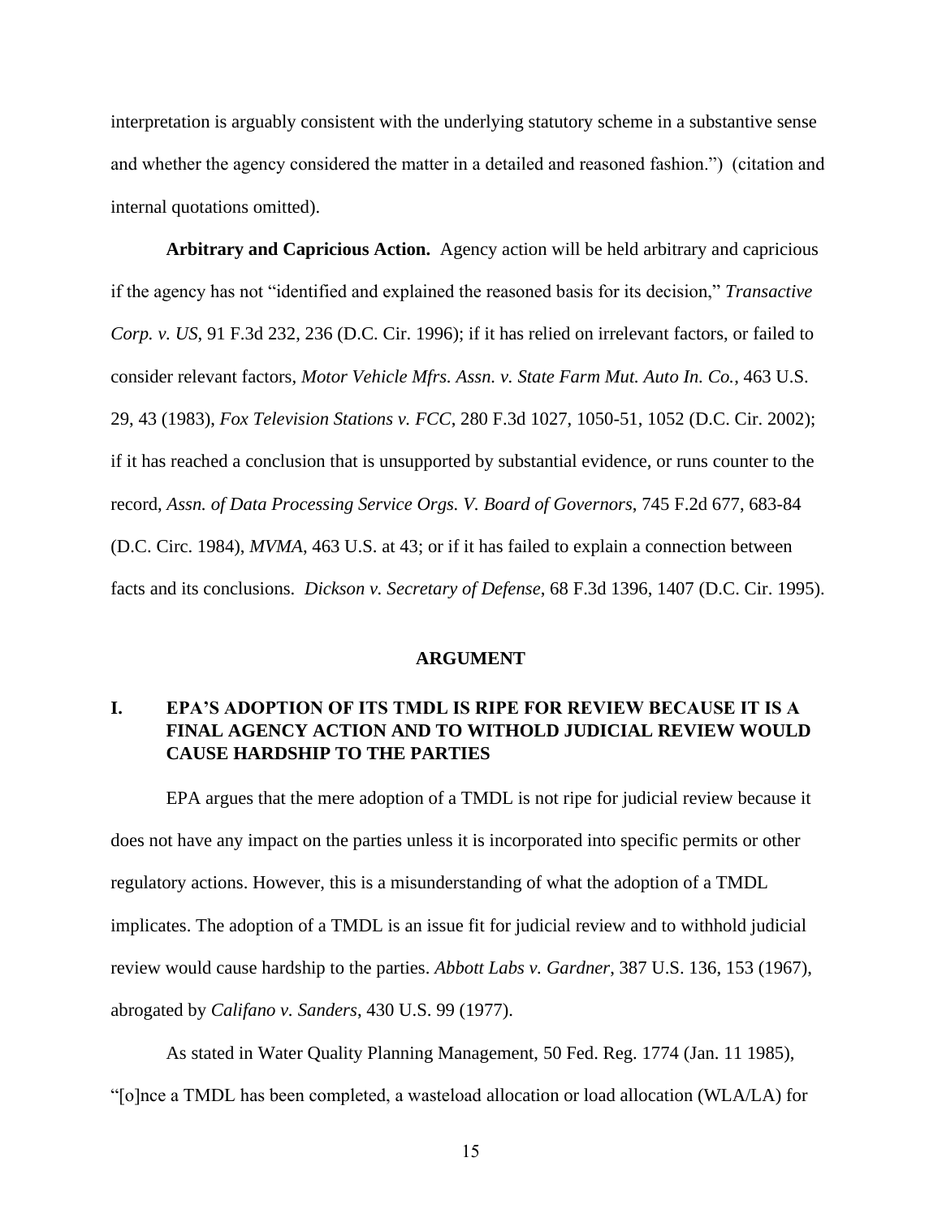interpretation is arguably consistent with the underlying statutory scheme in a substantive sense and whether the agency considered the matter in a detailed and reasoned fashion.") (citation and internal quotations omitted).

**Arbitrary and Capricious Action.** Agency action will be held arbitrary and capricious if the agency has not "identified and explained the reasoned basis for its decision," *Transactive Corp. v. US*, 91 F.3d 232, 236 (D.C. Cir. 1996); if it has relied on irrelevant factors, or failed to consider relevant factors, *Motor Vehicle Mfrs. Assn. v. State Farm Mut. Auto In. Co.*, 463 U.S. 29, 43 (1983), *Fox Television Stations v. FCC*, 280 F.3d 1027, 1050-51, 1052 (D.C. Cir. 2002); if it has reached a conclusion that is unsupported by substantial evidence, or runs counter to the record, *Assn. of Data Processing Service Orgs. V. Board of Governors*, 745 F.2d 677, 683-84 (D.C. Circ. 1984), *MVMA*, 463 U.S. at 43; or if it has failed to explain a connection between facts and its conclusions. *Dickson v. Secretary of Defense*, 68 F.3d 1396, 1407 (D.C. Cir. 1995).

## ARGUMENT

### I. EPA'S ADOPTION OF ITS TMDL IS RIPE FOR REVIEW BECAUSE IT IS A FINAL AGENCY ACTION AND TO WITHOLD JUDICIAL REVIEW WOULD CAUSE HARDSHIP TO THE PARTIES

EPA argues that the mere adoption of a TMDL is not ripe for judicial review because it does not have any impact on the parties unless it is incorporated into specific permits or other regulatory actions. However, this is a misunderstanding of what the adoption of a TMDL implicates. The adoption of a TMDL is an issue fit for judicial review and to withhold judicial review would cause hardship to the parties. *Abbott Labs v. Gardner*, 387 U.S. 136, 153 (1967), abrogated by *Califano v. Sanders*, 430 U.S. 99 (1977).

As stated in Water Quality Planning Management, 50 Fed. Reg. 1774 (Jan. 11 1985), "[o]nce a TMDL has been completed, a wasteload allocation or load allocation (WLA/LA) for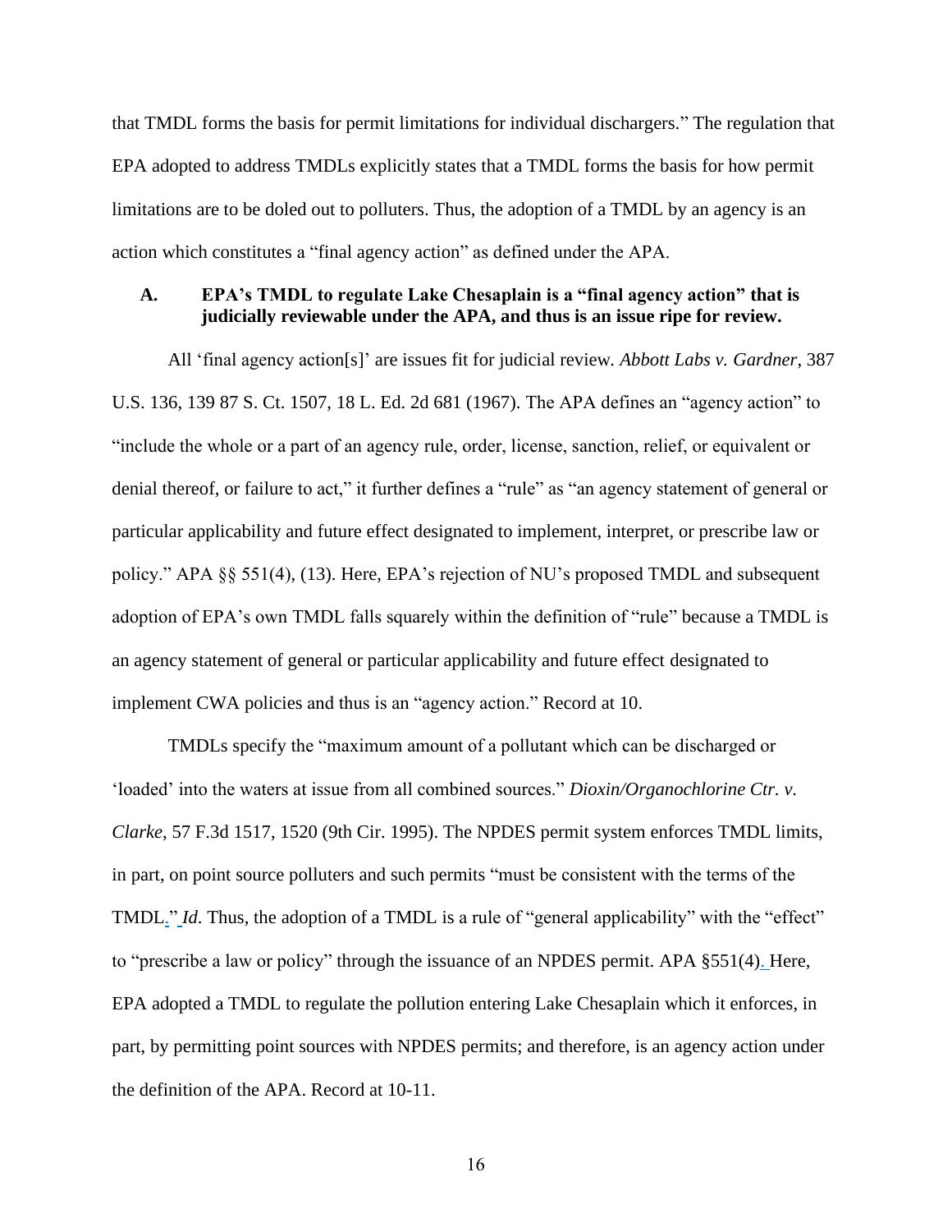that TMDL forms the basis for permit limitations for individual dischargers." The regulation that EPA adopted to address TMDLs explicitly states that a TMDL forms the basis for how permit limitations are to be doled out to polluters. Thus, the adoption of a TMDL by an agency is an action which constitutes a "final agency action" as defined under the APA.

### A. EPA's TMDL to regulate Lake Chesaplain is a "final agency action" that is judicially reviewable under the APA, and thus is an issue ripe for review.

All 'final agency action[s]' are issues fit for judicial review. *Abbott Labs v. Gardner*, 387 U.S. 136, 139 87 S. Ct. 1507, 18 L. Ed. 2d 681 (1967). The APA defines an "agency action" to "include the whole or a part of an agency rule, order, license, sanction, relief, or equivalent or denial thereof, or failure to act," it further defines a "rule" as "an agency statement of general or particular applicability and future effect designated to implement, interpret, or prescribe law or policy." APA §§ 551(4), (13). Here, EPA's rejection of NU's proposed TMDL and subsequent adoption of EPA's own TMDL falls squarely within the definition of "rule" because a TMDL is an agency statement of general or particular applicability and future effect designated to implement CWA policies and thus is an "agency action." Record at 10.

TMDLs specify the "maximum amount of a pollutant which can be discharged or 'loaded' into the waters at issue from all combined sources." *Dioxin/Organochlorine Ctr. v. Clarke*, 57 F.3d 1517, 1520 (9th Cir. 1995). The NPDES permit system enforces TMDL limits, in part, on point source polluters and such permits "must be consistent with the terms of the TMDL." *Id*. Thus, the adoption of a TMDL is a rule of "general applicability" with the "effect" to "prescribe a law or policy" through the issuance of an NPDES permit. APA §551(4). Here, EPA adopted a TMDL to regulate the pollution entering Lake Chesaplain which it enforces, in part, by permitting point sources with NPDES permits; and therefore, is an agency action under the definition of the APA. Record at 10-11.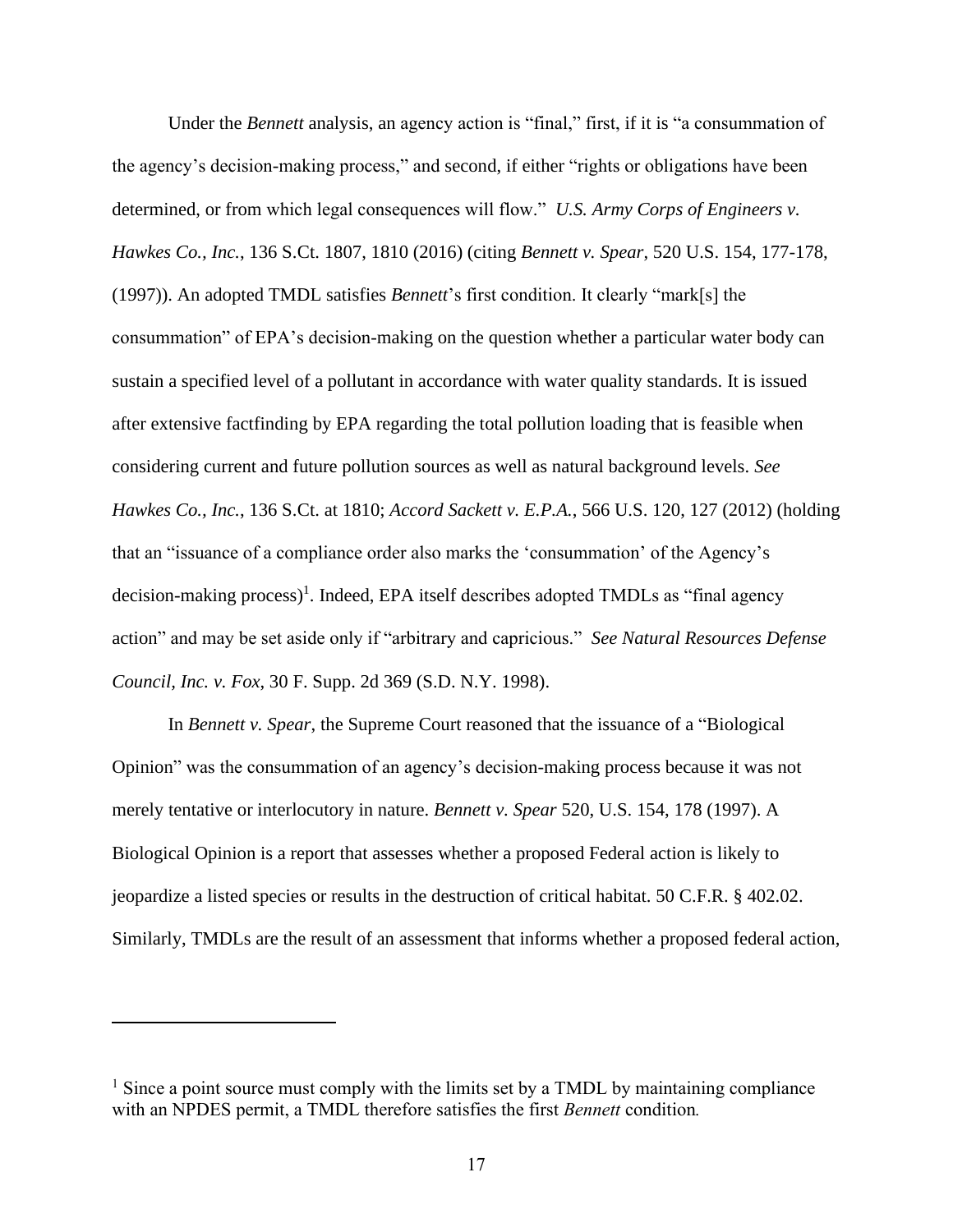Under the *Bennett* analysis, an agency action is "final," first, if it is "a consummation of the agency's decision-making process," and second, if either "rights or obligations have been determined, or from which legal consequences will flow." *U.S. Army Corps of Engineers v. Hawkes Co., Inc.*, 136 S.Ct. 1807, 1810 (2016) (citing *Bennett v. Spear*, 520 U.S. 154, 177-178, (1997)). An adopted TMDL satisfies *Bennett*'s first condition. It clearly "mark[s] the consummation" of EPA's decision-making on the question whether a particular water body can sustain a specified level of a pollutant in accordance with water quality standards. It is issued after extensive factfinding by EPA regarding the total pollution loading that is feasible when considering current and future pollution sources as well as natural background levels. *See Hawkes Co., Inc.*, 136 S.Ct. at 1810; *Accord Sackett v. E.P.A.*, 566 U.S. 120, 127 (2012) (holding that an "issuance of a compliance order also marks the 'consummation' of the Agency's decision-making process)[1]. Indeed, EPA itself describes adopted TMDLs as "final agency action" and may be set aside only if "arbitrary and capricious." *See Natural Resources Defense Council, Inc. v. Fox*, 30 F. Supp. 2d 369 (S.D. N.Y. 1998).

In *Bennett v. Spear*, the Supreme Court reasoned that the issuance of a "Biological Opinion" was the consummation of an agency's decision-making process because it was not merely tentative or interlocutory in nature. *Bennett v. Spear* 520, U.S. 154, 178 (1997). A Biological Opinion is a report that assesses whether a proposed Federal action is likely to jeopardize a listed species or results in the destruction of critical habitat. 50 C.F.R. § 402.02. Similarly, TMDLs are the result of an assessment that informs whether a proposed federal action,

---

[1] Since a point source must comply with the limits set by a TMDL by maintaining compliance with an NPDES permit, a TMDL therefore satisfies the first *Bennett* condition.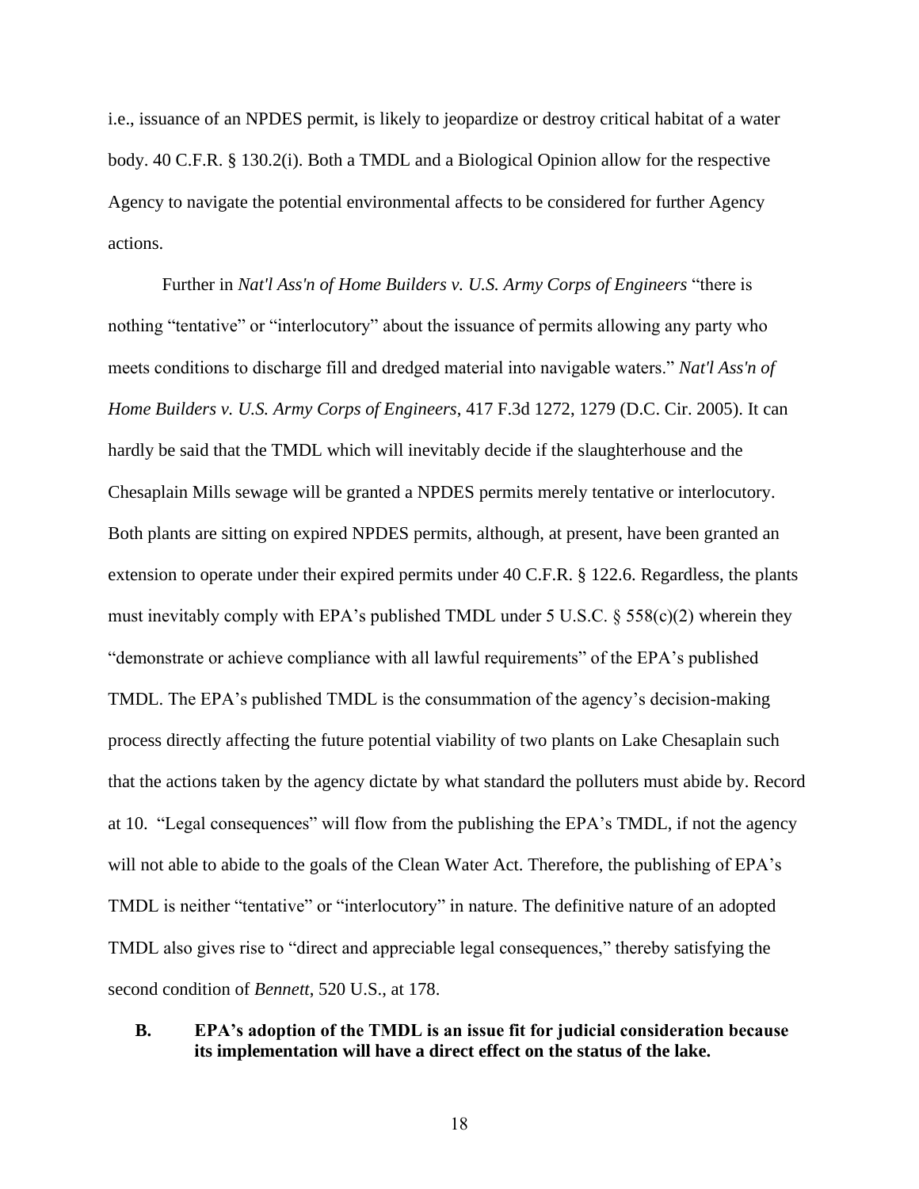i.e., issuance of an NPDES permit, is likely to jeopardize or destroy critical habitat of a water body. 40 C.F.R. § 130.2(i). Both a TMDL and a Biological Opinion allow for the respective Agency to navigate the potential environmental affects to be considered for further Agency actions.

Further in *Nat'l Ass'n of Home Builders v. U.S. Army Corps of Engineers* "there is nothing "tentative" or "interlocutory" about the issuance of permits allowing any party who meets conditions to discharge fill and dredged material into navigable waters." *Nat'l Ass'n of Home Builders v. U.S. Army Corps of Engineers*, 417 F.3d 1272, 1279 (D.C. Cir. 2005). It can hardly be said that the TMDL which will inevitably decide if the slaughterhouse and the Chesaplain Mills sewage will be granted a NPDES permits merely tentative or interlocutory. Both plants are sitting on expired NPDES permits, although, at present, have been granted an extension to operate under their expired permits under 40 C.F.R. § 122.6. Regardless, the plants must inevitably comply with EPA's published TMDL under 5 U.S.C. § 558(c)(2) wherein they "demonstrate or achieve compliance with all lawful requirements" of the EPA's published TMDL. The EPA's published TMDL is the consummation of the agency's decision-making process directly affecting the future potential viability of two plants on Lake Chesaplain such that the actions taken by the agency dictate by what standard the polluters must abide by. Record at 10. "Legal consequences" will flow from the publishing the EPA's TMDL, if not the agency will not able to abide to the goals of the Clean Water Act. Therefore, the publishing of EPA's TMDL is neither "tentative" or "interlocutory" in nature. The definitive nature of an adopted TMDL also gives rise to "direct and appreciable legal consequences," thereby satisfying the second condition of *Bennett*, 520 U.S., at 178.

### B. EPA's adoption of the TMDL is an issue fit for judicial consideration because its implementation will have a direct effect on the status of the lake.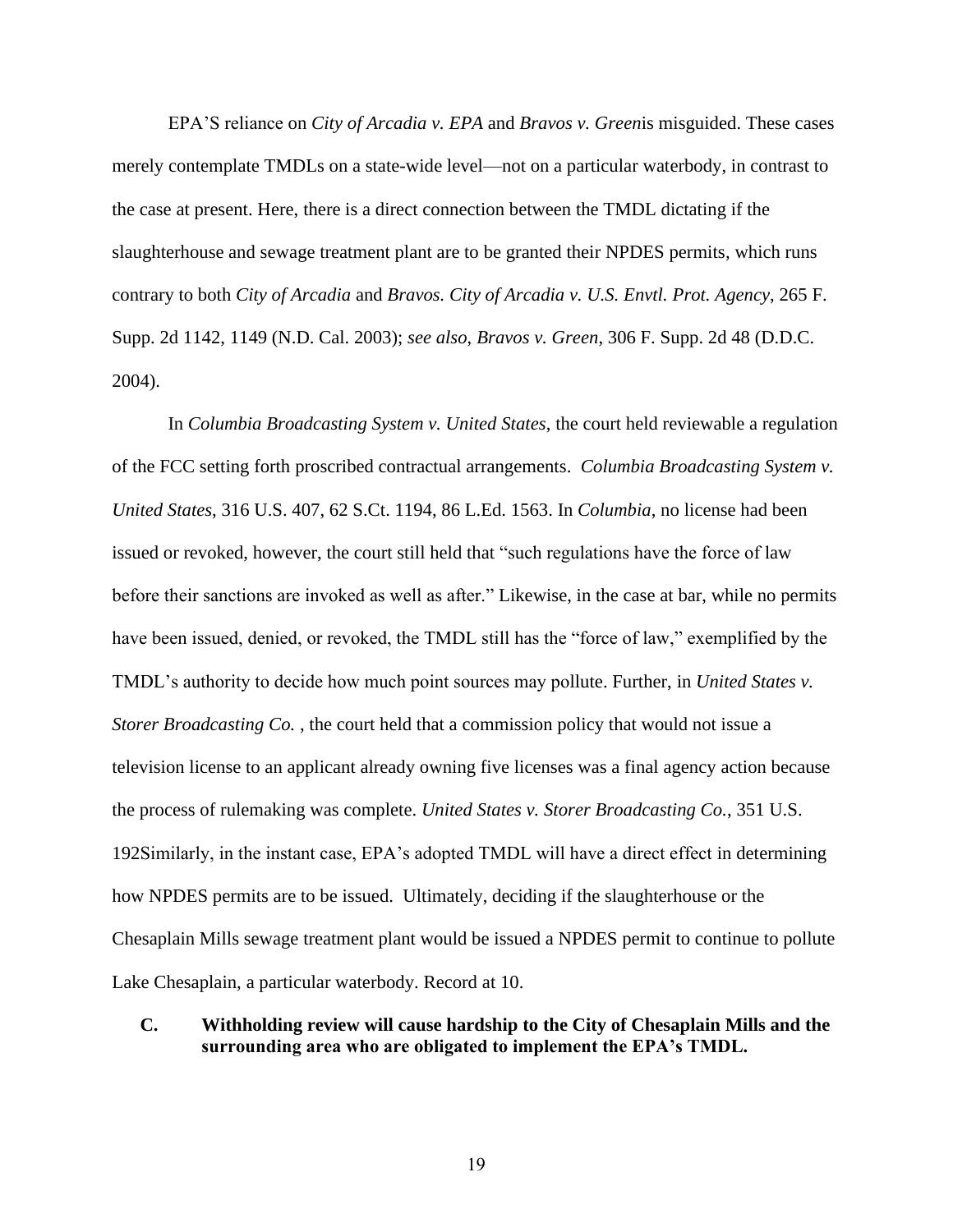EPA'S reliance on *City of Arcadia v. EPA* and *Bravos v. Green*is misguided. These cases merely contemplate TMDLs on a state-wide level—not on a particular waterbody, in contrast to the case at present. Here, there is a direct connection between the TMDL dictating if the slaughterhouse and sewage treatment plant are to be granted their NPDES permits, which runs contrary to both *City of Arcadia* and *Bravos. City of Arcadia v. U.S. Envtl. Prot. Agency*, 265 F. Supp. 2d 1142, 1149 (N.D. Cal. 2003); *see also*, *Bravos v. Green*, 306 F. Supp. 2d 48 (D.D.C. 2004).

In *Columbia Broadcasting System v. United States*, the court held reviewable a regulation of the FCC setting forth proscribed contractual arrangements. *Columbia Broadcasting System v. United States*, 316 U.S. 407, 62 S.Ct. 1194, 86 L.Ed. 1563. In *Columbia*, no license had been issued or revoked, however, the court still held that "such regulations have the force of law before their sanctions are invoked as well as after." Likewise, in the case at bar, while no permits have been issued, denied, or revoked, the TMDL still has the "force of law," exemplified by the TMDL's authority to decide how much point sources may pollute. Further, in *United States v. Storer Broadcasting Co.* , the court held that a commission policy that would not issue a television license to an applicant already owning five licenses was a final agency action because the process of rulemaking was complete. *United States v. Storer Broadcasting Co.*, 351 U.S. 192Similarly, in the instant case, EPA's adopted TMDL will have a direct effect in determining how NPDES permits are to be issued. Ultimately, deciding if the slaughterhouse or the Chesaplain Mills sewage treatment plant would be issued a NPDES permit to continue to pollute Lake Chesaplain, a particular waterbody. Record at 10.

### C. Withholding review will cause hardship to the City of Chesaplain Mills and the surrounding area who are obligated to implement the EPA's TMDL.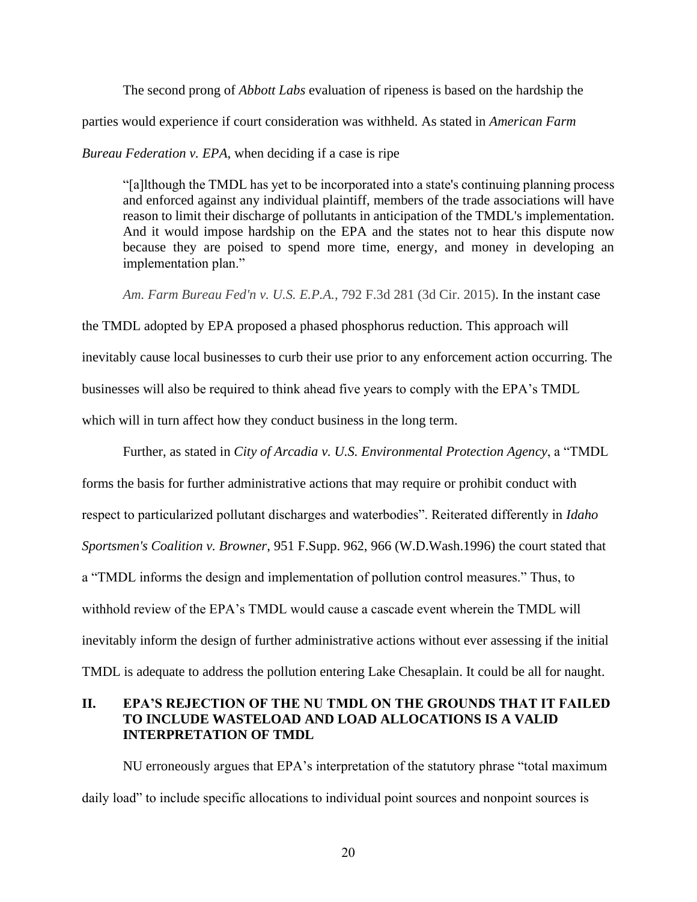The second prong of *Abbott Labs* evaluation of ripeness is based on the hardship the parties would experience if court consideration was withheld. As stated in *American Farm Bureau Federation v. EPA*, when deciding if a case is ripe

> "[a]lthough the TMDL has yet to be incorporated into a state's continuing planning process and enforced against any individual plaintiff, members of the trade associations will have reason to limit their discharge of pollutants in anticipation of the TMDL's implementation. And it would impose hardship on the EPA and the states not to hear this dispute now because they are poised to spend more time, energy, and money in developing an implementation plan."

*Am. Farm Bureau Fed'n v. U.S. E.P.A.*, 792 F.3d 281 (3d Cir. 2015). In the instant case the TMDL adopted by EPA proposed a phased phosphorus reduction. This approach will inevitably cause local businesses to curb their use prior to any enforcement action occurring. The businesses will also be required to think ahead five years to comply with the EPA's TMDL which will in turn affect how they conduct business in the long term.

Further, as stated in *City of Arcadia v. U.S. Environmental Protection Agency*, a "TMDL forms the basis for further administrative actions that may require or prohibit conduct with respect to particularized pollutant discharges and waterbodies". Reiterated differently in *Idaho Sportsmen's Coalition v. Browner*, 951 F.Supp. 962, 966 (W.D.Wash.1996) the court stated that a "TMDL informs the design and implementation of pollution control measures." Thus, to withhold review of the EPA's TMDL would cause a cascade event wherein the TMDL will inevitably inform the design of further administrative actions without ever assessing if the initial TMDL is adequate to address the pollution entering Lake Chesaplain. It could be all for naught.

## II. EPA'S REJECTION OF THE NU TMDL ON THE GROUNDS THAT IT FAILED TO INCLUDE WASTELOAD AND LOAD ALLOCATIONS IS A VALID INTERPRETATION OF TMDL

NU erroneously argues that EPA's interpretation of the statutory phrase "total maximum daily load" to include specific allocations to individual point sources and nonpoint sources is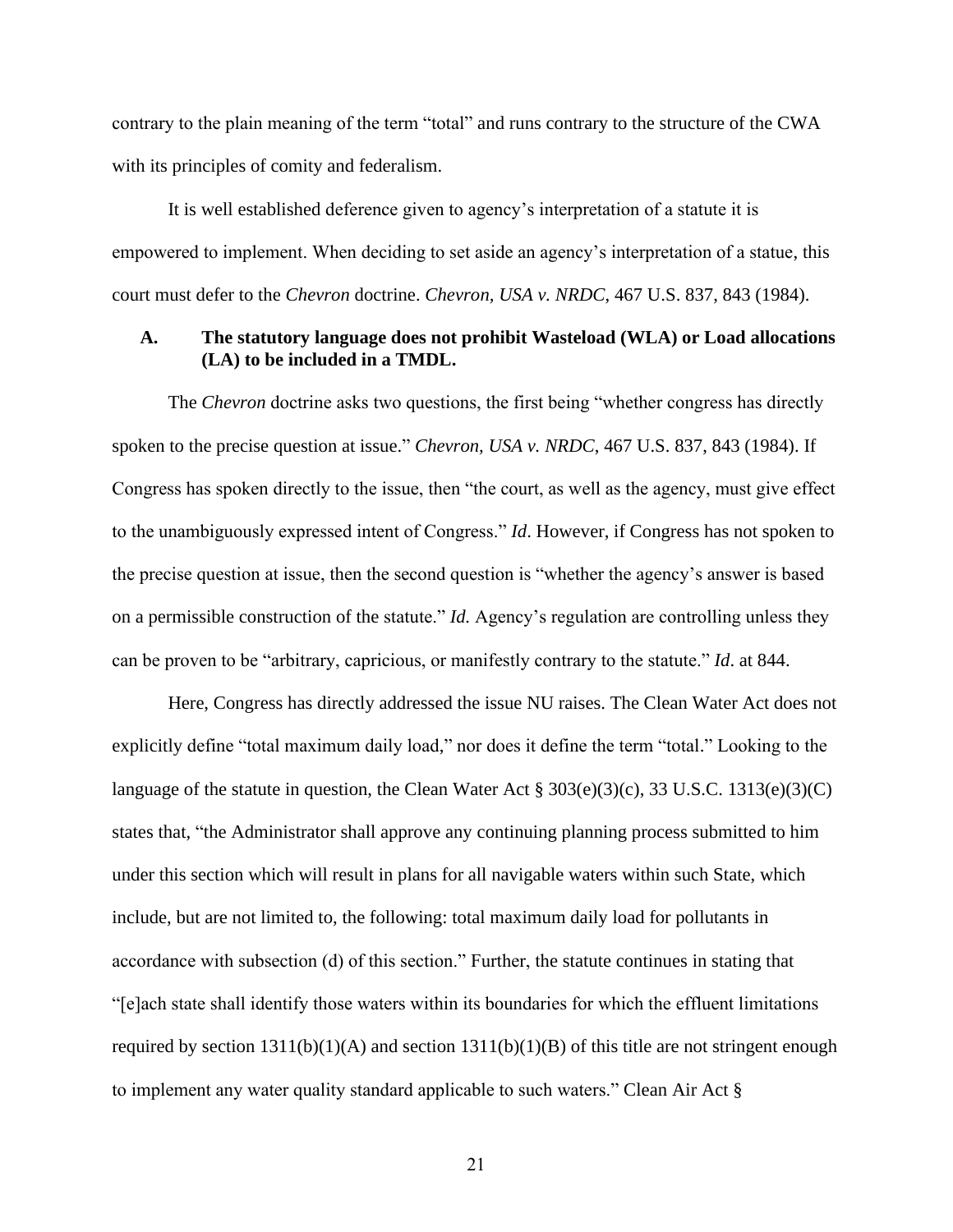contrary to the plain meaning of the term "total" and runs contrary to the structure of the CWA with its principles of comity and federalism.

It is well established deference given to agency's interpretation of a statute it is empowered to implement. When deciding to set aside an agency's interpretation of a statue, this court must defer to the *Chevron* doctrine. *Chevron, USA v. NRDC*, 467 U.S. 837, 843 (1984).

### A. The statutory language does not prohibit Wasteload (WLA) or Load allocations (LA) to be included in a TMDL.

The *Chevron* doctrine asks two questions, the first being "whether congress has directly spoken to the precise question at issue." *Chevron, USA v. NRDC*, 467 U.S. 837, 843 (1984). If Congress has spoken directly to the issue, then "the court, as well as the agency, must give effect to the unambiguously expressed intent of Congress." *Id*. However, if Congress has not spoken to the precise question at issue, then the second question is "whether the agency's answer is based on a permissible construction of the statute." *Id.* Agency's regulation are controlling unless they can be proven to be "arbitrary, capricious, or manifestly contrary to the statute." *Id*. at 844.

Here, Congress has directly addressed the issue NU raises. The Clean Water Act does not explicitly define "total maximum daily load," nor does it define the term "total." Looking to the language of the statute in question, the Clean Water Act § 303(e)(3)(c), 33 U.S.C. 1313(e)(3)(C) states that, "the Administrator shall approve any continuing planning process submitted to him under this section which will result in plans for all navigable waters within such State, which include, but are not limited to, the following: total maximum daily load for pollutants in accordance with subsection (d) of this section." Further, the statute continues in stating that "[e]ach state shall identify those waters within its boundaries for which the effluent limitations required by section 1311(b)(1)(A) and section 1311(b)(1)(B) of this title are not stringent enough to implement any water quality standard applicable to such waters." Clean Air Act §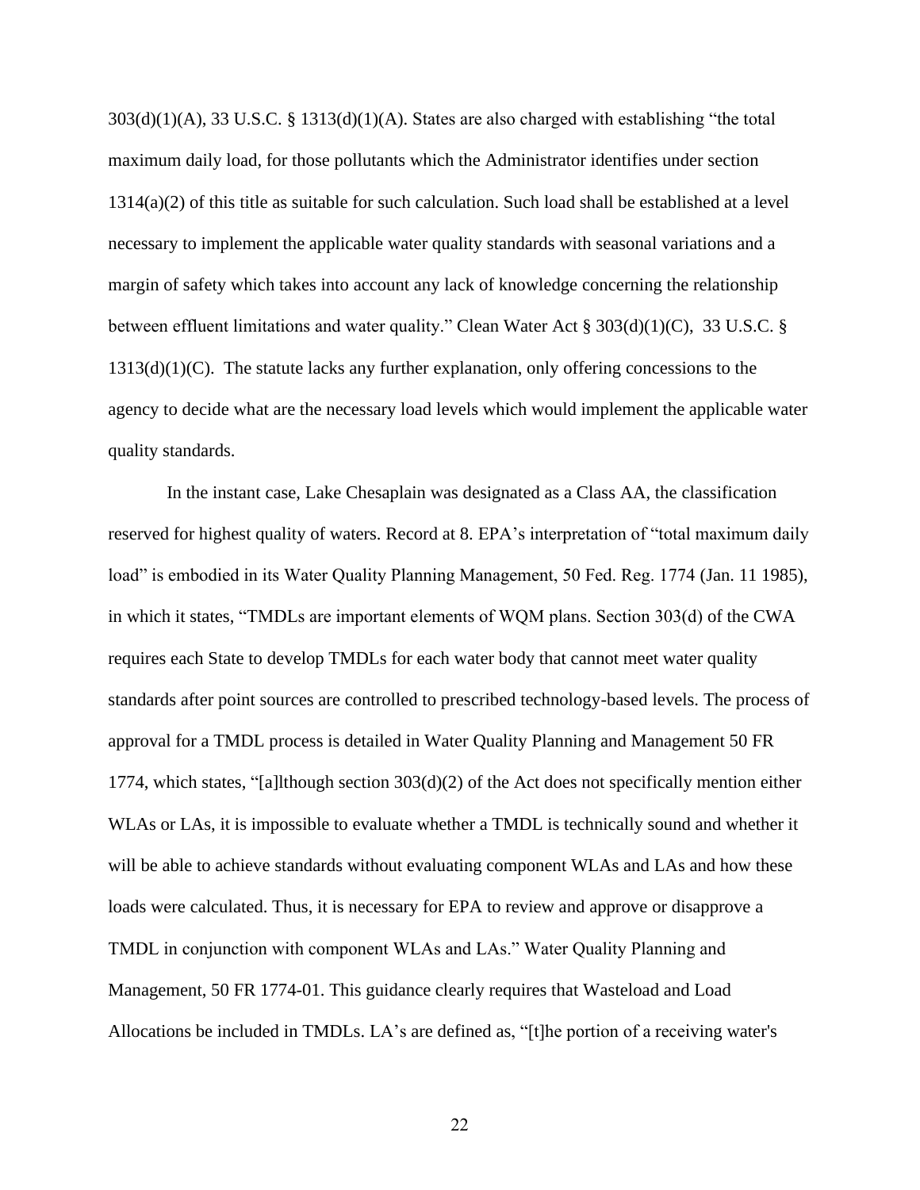303(d)(1)(A), 33 U.S.C. § 1313(d)(1)(A). States are also charged with establishing "the total maximum daily load, for those pollutants which the Administrator identifies under section 1314(a)(2) of this title as suitable for such calculation. Such load shall be established at a level necessary to implement the applicable water quality standards with seasonal variations and a margin of safety which takes into account any lack of knowledge concerning the relationship between effluent limitations and water quality." Clean Water Act § 303(d)(1)(C), 33 U.S.C. § 1313(d)(1)(C). The statute lacks any further explanation, only offering concessions to the agency to decide what are the necessary load levels which would implement the applicable water quality standards.

In the instant case, Lake Chesaplain was designated as a Class AA, the classification reserved for highest quality of waters. Record at 8. EPA's interpretation of "total maximum daily load" is embodied in its Water Quality Planning Management, 50 Fed. Reg. 1774 (Jan. 11 1985), in which it states, "TMDLs are important elements of WQM plans. Section 303(d) of the CWA requires each State to develop TMDLs for each water body that cannot meet water quality standards after point sources are controlled to prescribed technology-based levels. The process of approval for a TMDL process is detailed in Water Quality Planning and Management 50 FR 1774, which states, "[a]lthough section 303(d)(2) of the Act does not specifically mention either WLAs or LAs, it is impossible to evaluate whether a TMDL is technically sound and whether it will be able to achieve standards without evaluating component WLAs and LAs and how these loads were calculated. Thus, it is necessary for EPA to review and approve or disapprove a TMDL in conjunction with component WLAs and LAs." Water Quality Planning and Management, 50 FR 1774-01. This guidance clearly requires that Wasteload and Load Allocations be included in TMDLs. LA's are defined as, "[t]he portion of a receiving water's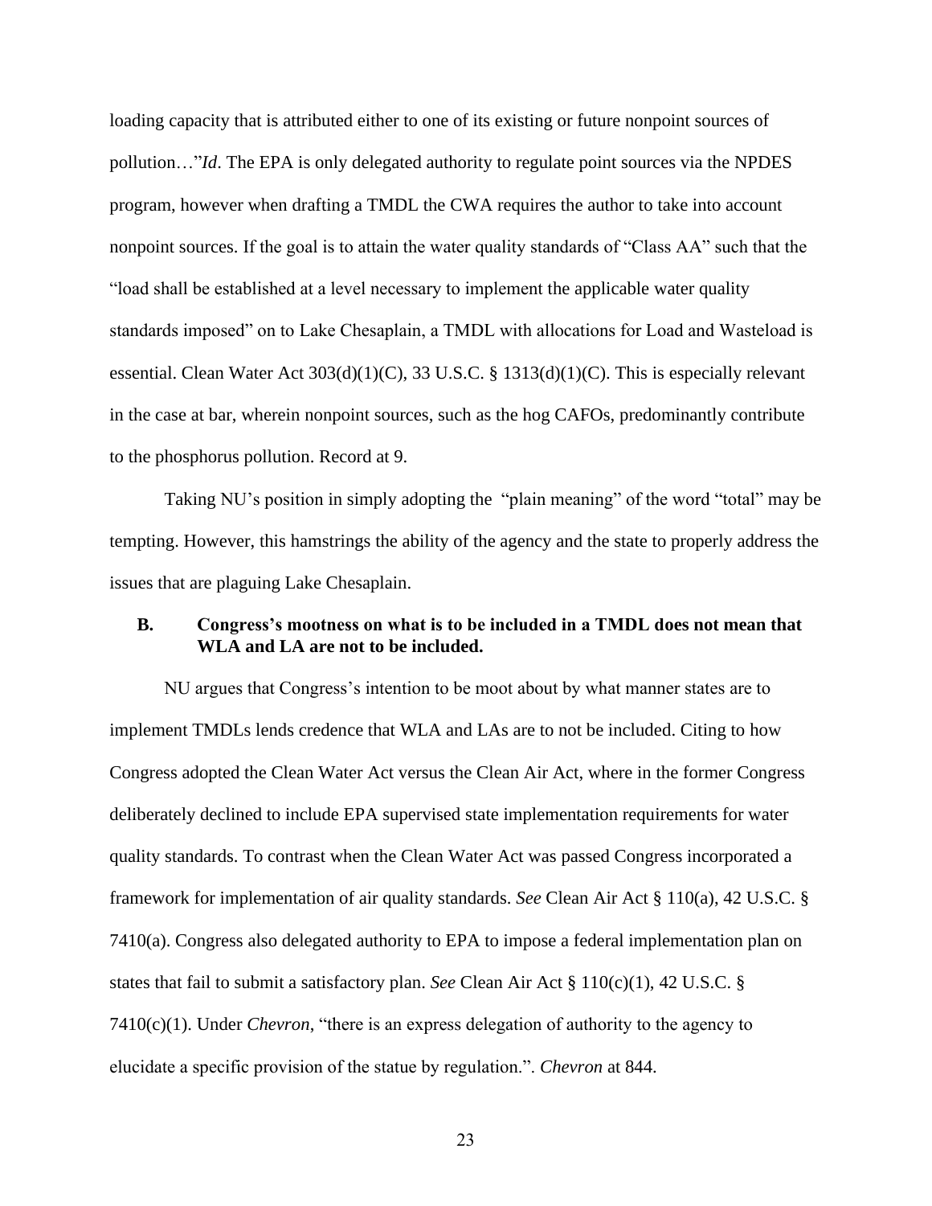loading capacity that is attributed either to one of its existing or future nonpoint sources of pollution…"*Id*. The EPA is only delegated authority to regulate point sources via the NPDES program, however when drafting a TMDL the CWA requires the author to take into account nonpoint sources. If the goal is to attain the water quality standards of "Class AA" such that the "load shall be established at a level necessary to implement the applicable water quality standards imposed" on to Lake Chesaplain, a TMDL with allocations for Load and Wasteload is essential. Clean Water Act 303(d)(1)(C), 33 U.S.C. § 1313(d)(1)(C). This is especially relevant in the case at bar, wherein nonpoint sources, such as the hog CAFOs, predominantly contribute to the phosphorus pollution. Record at 9.

Taking NU's position in simply adopting the "plain meaning" of the word "total" may be tempting. However, this hamstrings the ability of the agency and the state to properly address the issues that are plaguing Lake Chesaplain.

### B. Congress's mootness on what is to be included in a TMDL does not mean that WLA and LA are not to be included.

NU argues that Congress's intention to be moot about by what manner states are to implement TMDLs lends credence that WLA and LAs are to not be included. Citing to how Congress adopted the Clean Water Act versus the Clean Air Act, where in the former Congress deliberately declined to include EPA supervised state implementation requirements for water quality standards. To contrast when the Clean Water Act was passed Congress incorporated a framework for implementation of air quality standards. *See* Clean Air Act § 110(a), 42 U.S.C. § 7410(a). Congress also delegated authority to EPA to impose a federal implementation plan on states that fail to submit a satisfactory plan. *See* Clean Air Act § 110(c)(1), 42 U.S.C. § 7410(c)(1). Under *Chevron*, "there is an express delegation of authority to the agency to elucidate a specific provision of the statue by regulation.". *Chevron* at 844.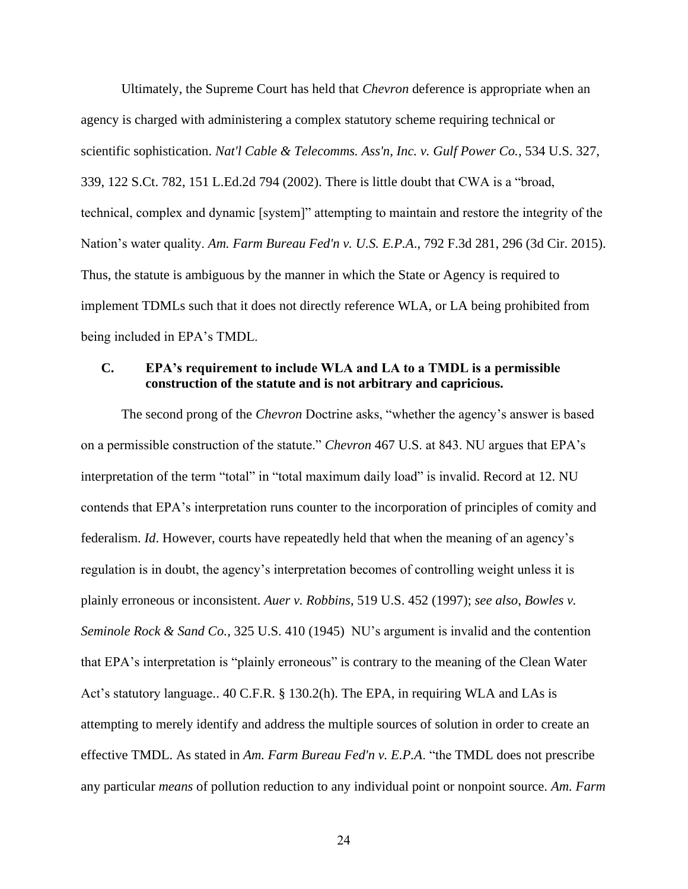Ultimately, the Supreme Court has held that *Chevron* deference is appropriate when an agency is charged with administering a complex statutory scheme requiring technical or scientific sophistication. *Nat'l Cable & Telecomms. Ass'n, Inc. v. Gulf Power Co.*, 534 U.S. 327, 339, 122 S.Ct. 782, 151 L.Ed.2d 794 (2002). There is little doubt that CWA is a "broad, technical, complex and dynamic [system]" attempting to maintain and restore the integrity of the Nation's water quality. *Am. Farm Bureau Fed'n v. U.S. E.P.A.*, 792 F.3d 281, 296 (3d Cir. 2015). Thus, the statute is ambiguous by the manner in which the State or Agency is required to implement TDMLs such that it does not directly reference WLA, or LA being prohibited from being included in EPA's TMDL.

### C. EPA's requirement to include WLA and LA to a TMDL is a permissible construction of the statute and is not arbitrary and capricious.

The second prong of the *Chevron* Doctrine asks, "whether the agency's answer is based on a permissible construction of the statute." *Chevron* 467 U.S. at 843. NU argues that EPA's interpretation of the term "total" in "total maximum daily load" is invalid. Record at 12. NU contends that EPA's interpretation runs counter to the incorporation of principles of comity and federalism. *Id*. However, courts have repeatedly held that when the meaning of an agency's regulation is in doubt, the agency's interpretation becomes of controlling weight unless it is plainly erroneous or inconsistent. *Auer v. Robbins*, 519 U.S. 452 (1997); *see also*, *Bowles v. Seminole Rock & Sand Co.*, 325 U.S. 410 (1945) NU's argument is invalid and the contention that EPA's interpretation is "plainly erroneous" is contrary to the meaning of the Clean Water Act's statutory language.. 40 C.F.R. § 130.2(h). The EPA, in requiring WLA and LAs is attempting to merely identify and address the multiple sources of solution in order to create an effective TMDL. As stated in *Am. Farm Bureau Fed'n v. E.P.A.* "the TMDL does not prescribe any particular *means* of pollution reduction to any individual point or nonpoint source. *Am. Farm*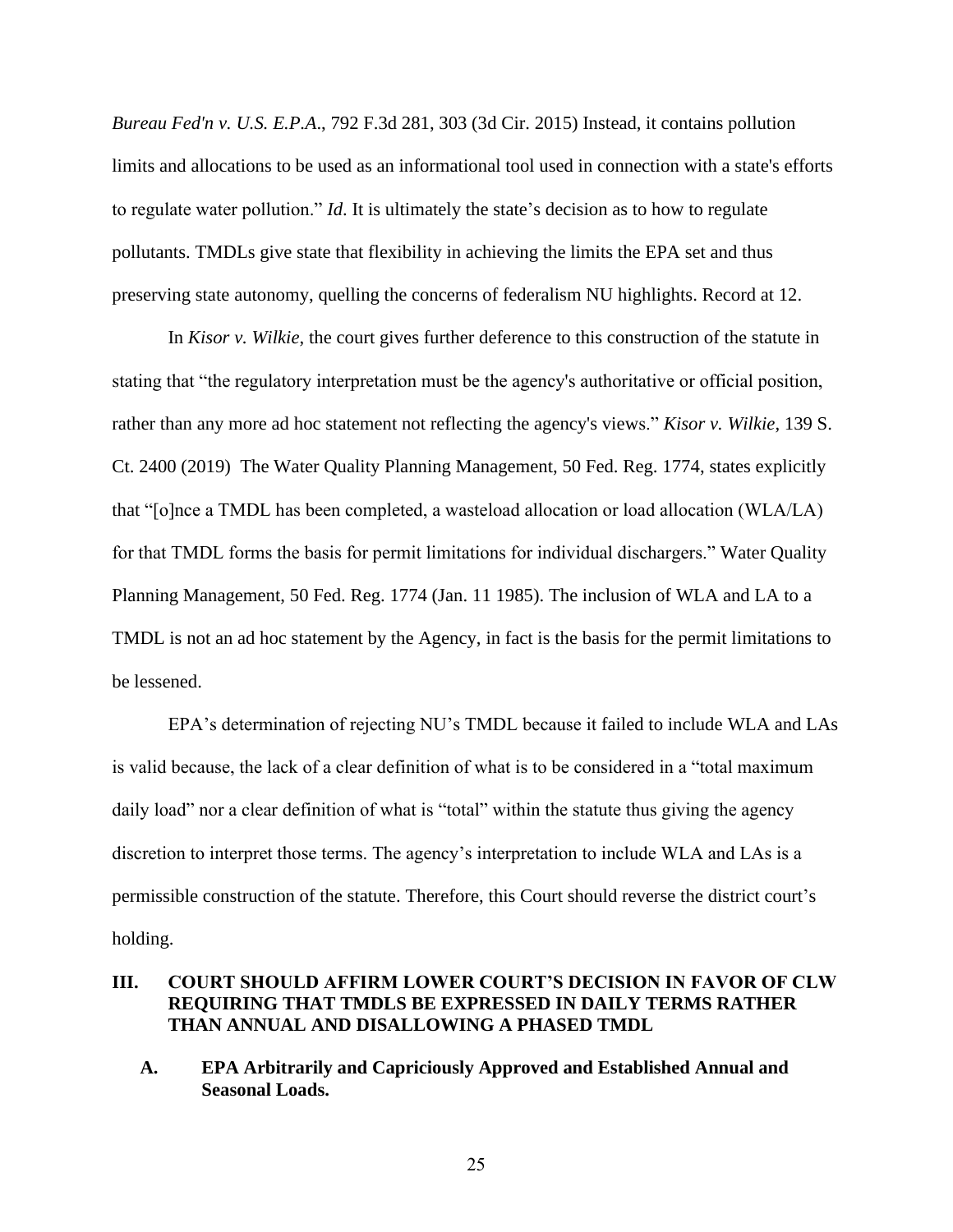*Bureau Fed'n v. U.S. E.P.A*., 792 F.3d 281, 303 (3d Cir. 2015) Instead, it contains pollution limits and allocations to be used as an informational tool used in connection with a state's efforts to regulate water pollution." *Id*. It is ultimately the state's decision as to how to regulate pollutants. TMDLs give state that flexibility in achieving the limits the EPA set and thus preserving state autonomy, quelling the concerns of federalism NU highlights. Record at 12.

In *Kisor v. Wilkie*, the court gives further deference to this construction of the statute in stating that "the regulatory interpretation must be the agency's authoritative or official position, rather than any more ad hoc statement not reflecting the agency's views." *Kisor v. Wilkie*, 139 S. Ct. 2400 (2019) The Water Quality Planning Management, 50 Fed. Reg. 1774, states explicitly that "[o]nce a TMDL has been completed, a wasteload allocation or load allocation (WLA/LA) for that TMDL forms the basis for permit limitations for individual dischargers." Water Quality Planning Management, 50 Fed. Reg. 1774 (Jan. 11 1985). The inclusion of WLA and LA to a TMDL is not an ad hoc statement by the Agency, in fact is the basis for the permit limitations to be lessened.

EPA's determination of rejecting NU's TMDL because it failed to include WLA and LAs is valid because, the lack of a clear definition of what is to be considered in a "total maximum daily load" nor a clear definition of what is "total" within the statute thus giving the agency discretion to interpret those terms. The agency's interpretation to include WLA and LAs is a permissible construction of the statute. Therefore, this Court should reverse the district court's holding.

## III. COURT SHOULD AFFIRM LOWER COURT'S DECISION IN FAVOR OF CLW REQUIRING THAT TMDLS BE EXPRESSED IN DAILY TERMS RATHER THAN ANNUAL AND DISALLOWING A PHASED TMDL

### A. EPA Arbitrarily and Capriciously Approved and Established Annual and Seasonal Loads.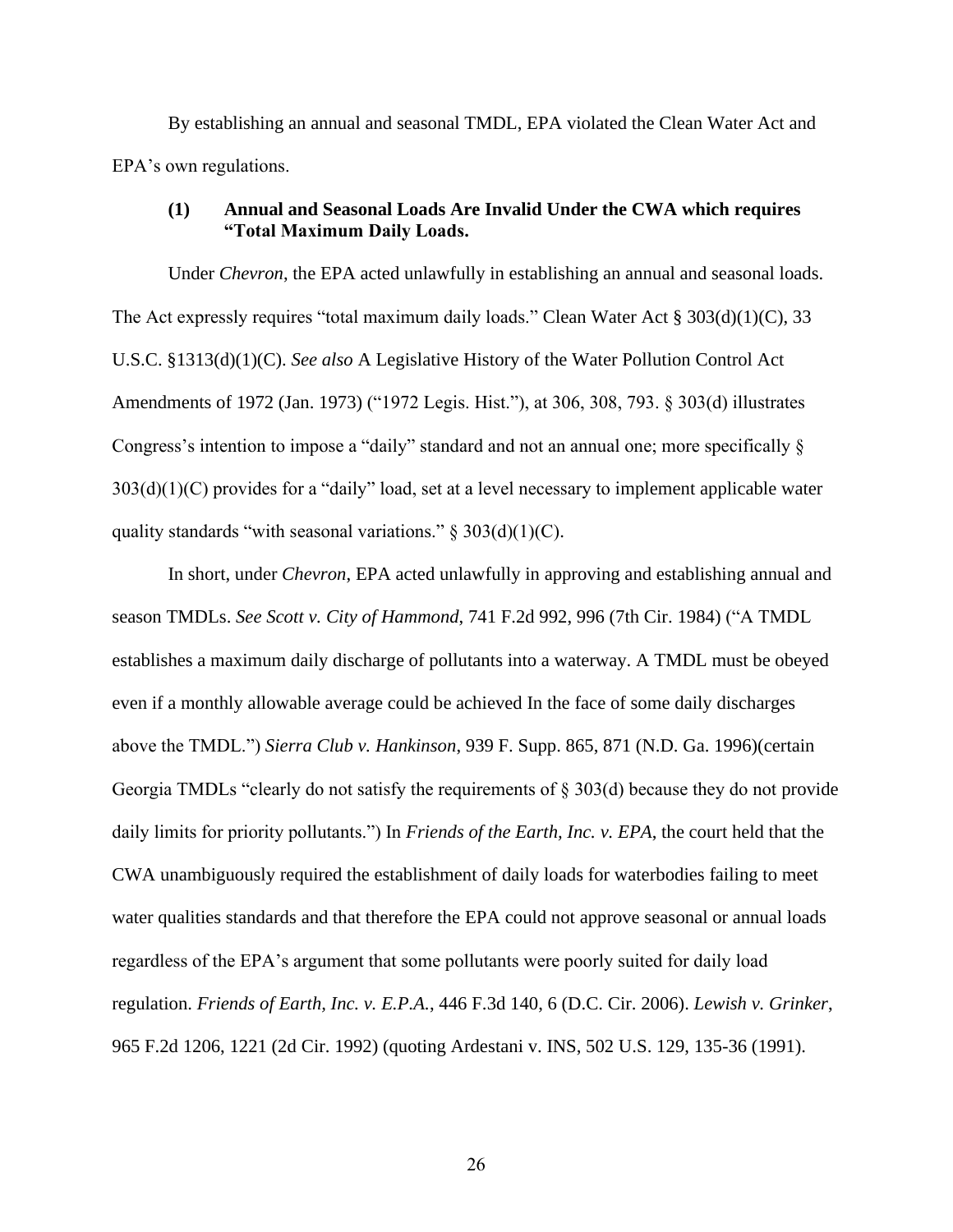By establishing an annual and seasonal TMDL, EPA violated the Clean Water Act and EPA's own regulations.

### (1) Annual and Seasonal Loads Are Invalid Under the CWA which requires "Total Maximum Daily Loads.

Under *Chevron*, the EPA acted unlawfully in establishing an annual and seasonal loads. The Act expressly requires "total maximum daily loads." Clean Water Act § 303(d)(1)(C), 33 U.S.C. §1313(d)(1)(C). *See also* A Legislative History of the Water Pollution Control Act Amendments of 1972 (Jan. 1973) ("1972 Legis. Hist."), at 306, 308, 793. § 303(d) illustrates Congress's intention to impose a "daily" standard and not an annual one; more specifically § 303(d)(1)(C) provides for a "daily" load, set at a level necessary to implement applicable water quality standards "with seasonal variations." § 303(d)(1)(C).

In short, under *Chevron*, EPA acted unlawfully in approving and establishing annual and season TMDLs. *See Scott v. City of Hammond*, 741 F.2d 992, 996 (7th Cir. 1984) ("A TMDL establishes a maximum daily discharge of pollutants into a waterway. A TMDL must be obeyed even if a monthly allowable average could be achieved In the face of some daily discharges above the TMDL.") *Sierra Club v. Hankinson*, 939 F. Supp. 865, 871 (N.D. Ga. 1996)(certain Georgia TMDLs "clearly do not satisfy the requirements of § 303(d) because they do not provide daily limits for priority pollutants.") In *Friends of the Earth, Inc. v. EPA*, the court held that the CWA unambiguously required the establishment of daily loads for waterbodies failing to meet water qualities standards and that therefore the EPA could not approve seasonal or annual loads regardless of the EPA's argument that some pollutants were poorly suited for daily load regulation. *Friends of Earth, Inc. v. E.P.A.*, 446 F.3d 140, 6 (D.C. Cir. 2006). *Lewish v. Grinker*, 965 F.2d 1206, 1221 (2d Cir. 1992) (quoting Ardestani v. INS, 502 U.S. 129, 135-36 (1991).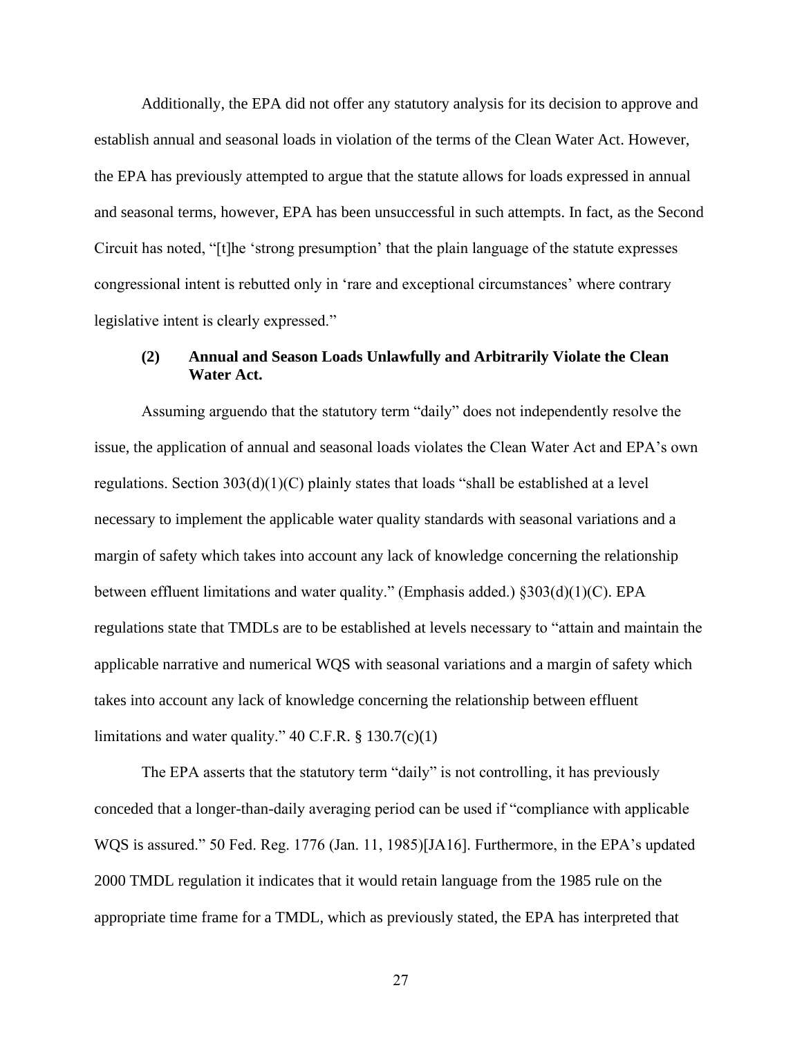Additionally, the EPA did not offer any statutory analysis for its decision to approve and establish annual and seasonal loads in violation of the terms of the Clean Water Act. However, the EPA has previously attempted to argue that the statute allows for loads expressed in annual and seasonal terms, however, EPA has been unsuccessful in such attempts. In fact, as the Second Circuit has noted, "[t]he 'strong presumption' that the plain language of the statute expresses congressional intent is rebutted only in 'rare and exceptional circumstances' where contrary legislative intent is clearly expressed."

**(2) Annual and Season Loads Unlawfully and Arbitrarily Violate the Clean Water Act.**

Assuming arguendo that the statutory term "daily" does not independently resolve the issue, the application of annual and seasonal loads violates the Clean Water Act and EPA's own regulations. Section 303(d)(1)(C) plainly states that loads "shall be established at a level necessary to implement the applicable water quality standards with seasonal variations and a margin of safety which takes into account any lack of knowledge concerning the relationship between effluent limitations and water quality." (Emphasis added.) §303(d)(1)(C). EPA regulations state that TMDLs are to be established at levels necessary to "attain and maintain the applicable narrative and numerical WQS with seasonal variations and a margin of safety which takes into account any lack of knowledge concerning the relationship between effluent limitations and water quality." 40 C.F.R. § 130.7(c)(1)

The EPA asserts that the statutory term "daily" is not controlling, it has previously conceded that a longer-than-daily averaging period can be used if "compliance with applicable WQS is assured." 50 Fed. Reg. 1776 (Jan. 11, 1985)[JA16]. Furthermore, in the EPA's updated 2000 TMDL regulation it indicates that it would retain language from the 1985 rule on the appropriate time frame for a TMDL, which as previously stated, the EPA has interpreted that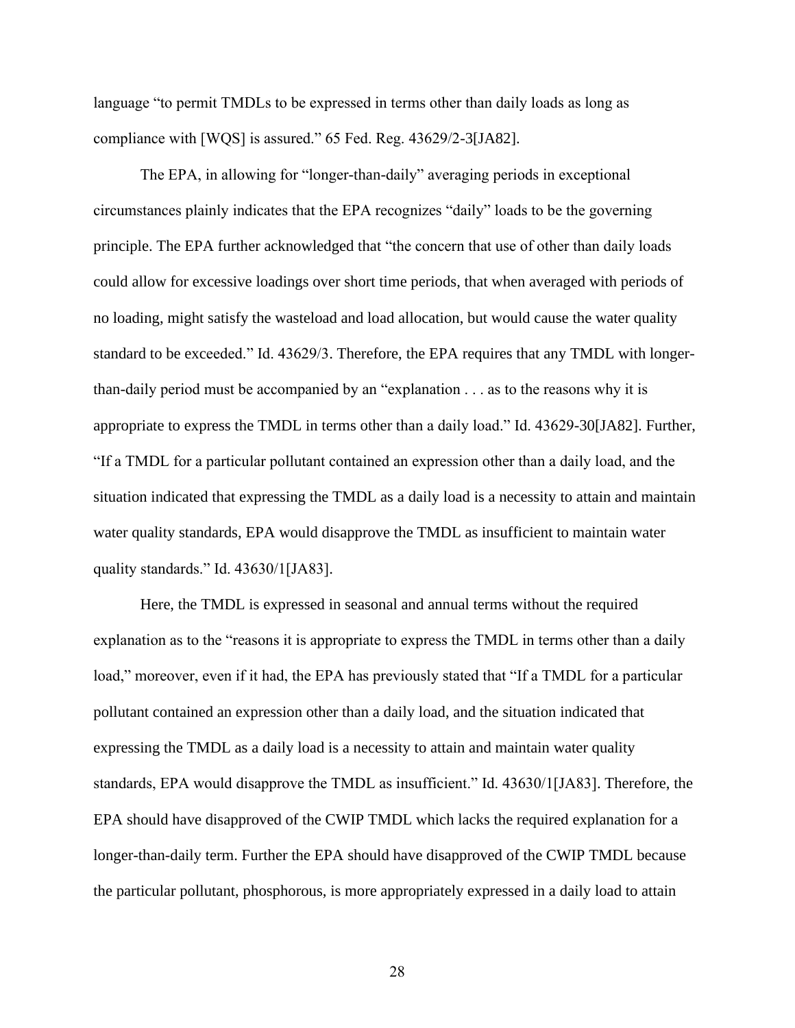language "to permit TMDLs to be expressed in terms other than daily loads as long as compliance with [WQS] is assured." 65 Fed. Reg. 43629/2-3[JA82].

The EPA, in allowing for "longer-than-daily" averaging periods in exceptional circumstances plainly indicates that the EPA recognizes "daily" loads to be the governing principle. The EPA further acknowledged that "the concern that use of other than daily loads could allow for excessive loadings over short time periods, that when averaged with periods of no loading, might satisfy the wasteload and load allocation, but would cause the water quality standard to be exceeded." Id. 43629/3. Therefore, the EPA requires that any TMDL with longer-than-daily period must be accompanied by an "explanation . . . as to the reasons why it is appropriate to express the TMDL in terms other than a daily load." Id. 43629-30[JA82]. Further, "If a TMDL for a particular pollutant contained an expression other than a daily load, and the situation indicated that expressing the TMDL as a daily load is a necessity to attain and maintain water quality standards, EPA would disapprove the TMDL as insufficient to maintain water quality standards." Id. 43630/1[JA83].

Here, the TMDL is expressed in seasonal and annual terms without the required explanation as to the "reasons it is appropriate to express the TMDL in terms other than a daily load," moreover, even if it had, the EPA has previously stated that "If a TMDL for a particular pollutant contained an expression other than a daily load, and the situation indicated that expressing the TMDL as a daily load is a necessity to attain and maintain water quality standards, EPA would disapprove the TMDL as insufficient." Id. 43630/1[JA83]. Therefore, the EPA should have disapproved of the CWIP TMDL which lacks the required explanation for a longer-than-daily term. Further the EPA should have disapproved of the CWIP TMDL because the particular pollutant, phosphorous, is more appropriately expressed in a daily load to attain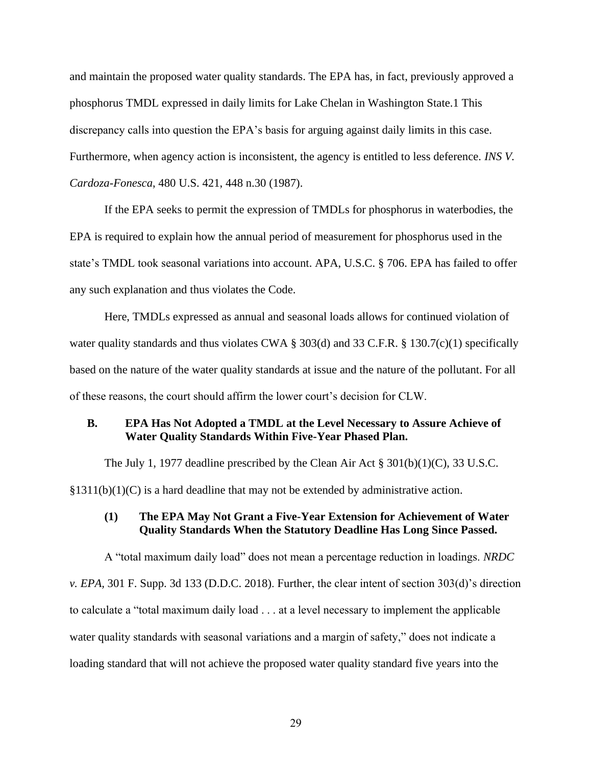and maintain the proposed water quality standards. The EPA has, in fact, previously approved a phosphorus TMDL expressed in daily limits for Lake Chelan in Washington State.1 This discrepancy calls into question the EPA's basis for arguing against daily limits in this case. Furthermore, when agency action is inconsistent, the agency is entitled to less deference. *INS V. Cardoza-Fonesca*, 480 U.S. 421, 448 n.30 (1987).

If the EPA seeks to permit the expression of TMDLs for phosphorus in waterbodies, the EPA is required to explain how the annual period of measurement for phosphorus used in the state's TMDL took seasonal variations into account. APA, U.S.C. § 706. EPA has failed to offer any such explanation and thus violates the Code.

Here, TMDLs expressed as annual and seasonal loads allows for continued violation of water quality standards and thus violates CWA § 303(d) and 33 C.F.R. § 130.7(c)(1) specifically based on the nature of the water quality standards at issue and the nature of the pollutant. For all of these reasons, the court should affirm the lower court's decision for CLW.

### B. EPA Has Not Adopted a TMDL at the Level Necessary to Assure Achieve of Water Quality Standards Within Five-Year Phased Plan.

The July 1, 1977 deadline prescribed by the Clean Air Act § 301(b)(1)(C), 33 U.S.C. §1311(b)(1)(C) is a hard deadline that may not be extended by administrative action.

#### (1) The EPA May Not Grant a Five-Year Extension for Achievement of Water Quality Standards When the Statutory Deadline Has Long Since Passed.

A "total maximum daily load" does not mean a percentage reduction in loadings. *NRDC v. EPA*, 301 F. Supp. 3d 133 (D.D.C. 2018). Further, the clear intent of section 303(d)'s direction to calculate a "total maximum daily load . . . at a level necessary to implement the applicable water quality standards with seasonal variations and a margin of safety," does not indicate a loading standard that will not achieve the proposed water quality standard five years into the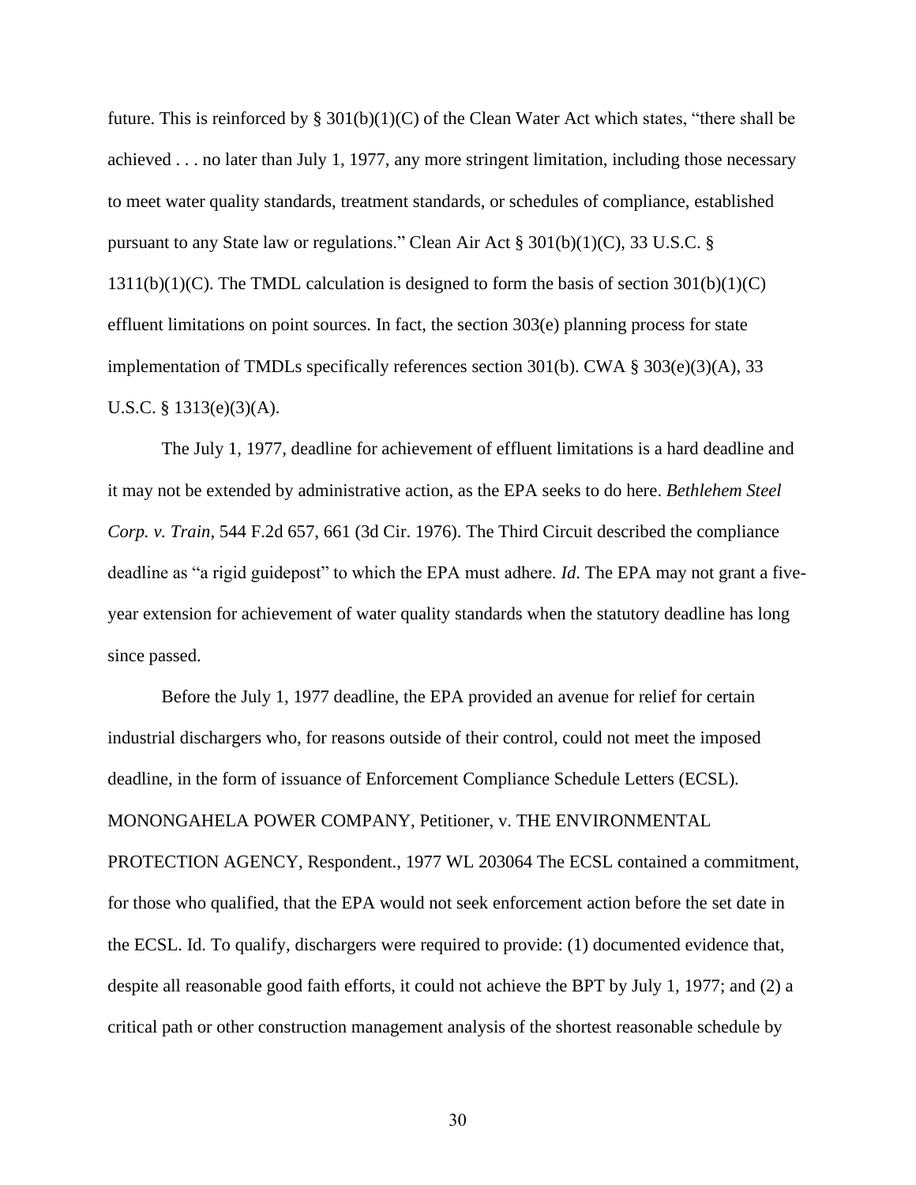future. This is reinforced by § 301(b)(1)(C) of the Clean Water Act which states, "there shall be achieved . . . no later than July 1, 1977, any more stringent limitation, including those necessary to meet water quality standards, treatment standards, or schedules of compliance, established pursuant to any State law or regulations." Clean Air Act § 301(b)(1)(C), 33 U.S.C. § 1311(b)(1)(C). The TMDL calculation is designed to form the basis of section 301(b)(1)(C) effluent limitations on point sources. In fact, the section 303(e) planning process for state implementation of TMDLs specifically references section 301(b). CWA § 303(e)(3)(A), 33 U.S.C. § 1313(e)(3)(A).

The July 1, 1977, deadline for achievement of effluent limitations is a hard deadline and it may not be extended by administrative action, as the EPA seeks to do here. *Bethlehem Steel Corp. v. Train*, 544 F.2d 657, 661 (3d Cir. 1976). The Third Circuit described the compliance deadline as "a rigid guidepost" to which the EPA must adhere. *Id*. The EPA may not grant a five-year extension for achievement of water quality standards when the statutory deadline has long since passed.

Before the July 1, 1977 deadline, the EPA provided an avenue for relief for certain industrial dischargers who, for reasons outside of their control, could not meet the imposed deadline, in the form of issuance of Enforcement Compliance Schedule Letters (ECSL). MONONGAHELA POWER COMPANY, Petitioner, v. THE ENVIRONMENTAL PROTECTION AGENCY, Respondent., 1977 WL 203064 The ECSL contained a commitment, for those who qualified, that the EPA would not seek enforcement action before the set date in the ECSL. Id. To qualify, dischargers were required to provide: (1) documented evidence that, despite all reasonable good faith efforts, it could not achieve the BPT by July 1, 1977; and (2) a critical path or other construction management analysis of the shortest reasonable schedule by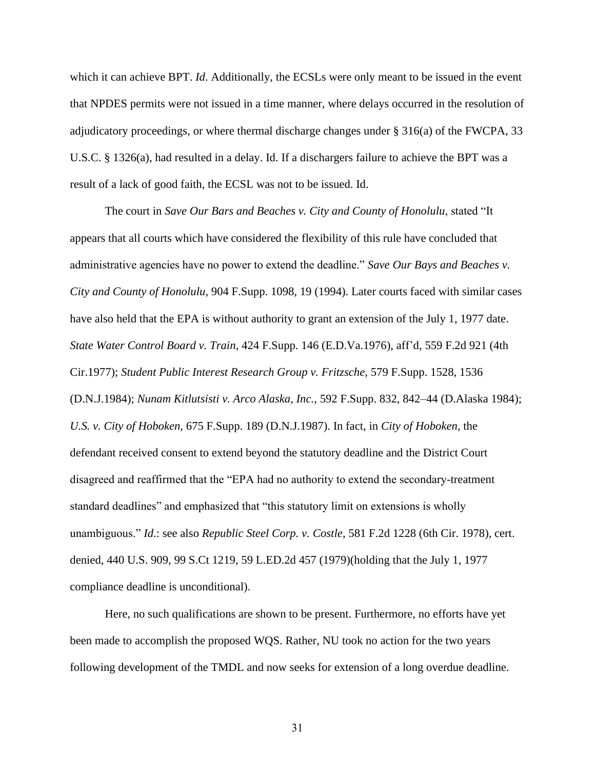which it can achieve BPT. *Id*. Additionally, the ECSLs were only meant to be issued in the event that NPDES permits were not issued in a time manner, where delays occurred in the resolution of adjudicatory proceedings, or where thermal discharge changes under § 316(a) of the FWCPA, 33 U.S.C. § 1326(a), had resulted in a delay. Id. If a dischargers failure to achieve the BPT was a result of a lack of good faith, the ECSL was not to be issued. Id.

The court in *Save Our Bars and Beaches v. City and County of Honolulu*, stated "It appears that all courts which have considered the flexibility of this rule have concluded that administrative agencies have no power to extend the deadline." *Save Our Bays and Beaches v. City and County of Honolulu*, 904 F.Supp. 1098, 19 (1994). Later courts faced with similar cases have also held that the EPA is without authority to grant an extension of the July 1, 1977 date. *State Water Control Board v. Train*, 424 F.Supp. 146 (E.D.Va.1976), aff'd, 559 F.2d 921 (4th Cir.1977); *Student Public Interest Research Group v. Fritzsche*, 579 F.Supp. 1528, 1536 (D.N.J.1984); *Nunam Kitlutsisti v. Arco Alaska, Inc.*, 592 F.Supp. 832, 842–44 (D.Alaska 1984); *U.S. v. City of Hoboken*, 675 F.Supp. 189 (D.N.J.1987). In fact, in *City of Hoboken*, the defendant received consent to extend beyond the statutory deadline and the District Court disagreed and reaffirmed that the "EPA had no authority to extend the secondary-treatment standard deadlines" and emphasized that "this statutory limit on extensions is wholly unambiguous." *Id*.: see also *Republic Steel Corp. v. Costle*, 581 F.2d 1228 (6th Cir. 1978), cert. denied, 440 U.S. 909, 99 S.Ct 1219, 59 L.ED.2d 457 (1979)(holding that the July 1, 1977 compliance deadline is unconditional).

Here, no such qualifications are shown to be present. Furthermore, no efforts have yet been made to accomplish the proposed WQS. Rather, NU took no action for the two years following development of the TMDL and now seeks for extension of a long overdue deadline.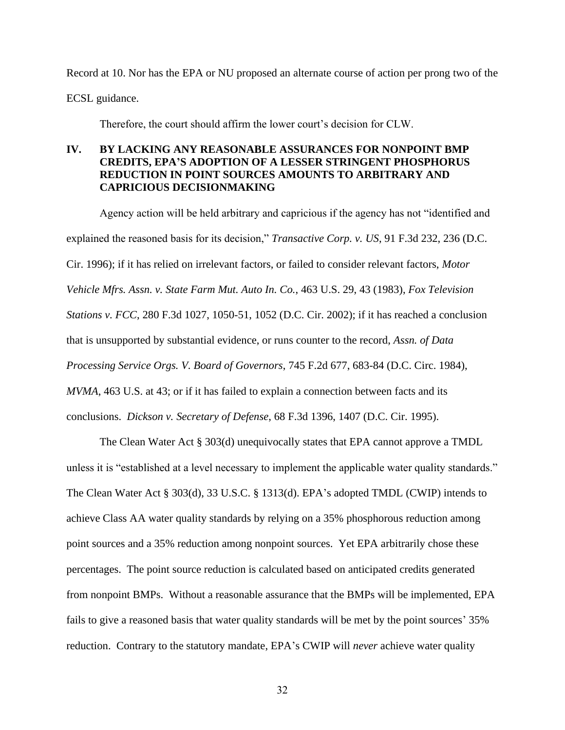Record at 10. Nor has the EPA or NU proposed an alternate course of action per prong two of the ECSL guidance.

Therefore, the court should affirm the lower court's decision for CLW.

## IV. BY LACKING ANY REASONABLE ASSURANCES FOR NONPOINT BMP CREDITS, EPA'S ADOPTION OF A LESSER STRINGENT PHOSPHORUS REDUCTION IN POINT SOURCES AMOUNTS TO ARBITRARY AND CAPRICIOUS DECISIONMAKING

Agency action will be held arbitrary and capricious if the agency has not "identified and explained the reasoned basis for its decision," *Transactive Corp. v. US*, 91 F.3d 232, 236 (D.C. Cir. 1996); if it has relied on irrelevant factors, or failed to consider relevant factors, *Motor Vehicle Mfrs. Assn. v. State Farm Mut. Auto In. Co.*, 463 U.S. 29, 43 (1983), *Fox Television Stations v. FCC*, 280 F.3d 1027, 1050-51, 1052 (D.C. Cir. 2002); if it has reached a conclusion that is unsupported by substantial evidence, or runs counter to the record, *Assn. of Data Processing Service Orgs. V. Board of Governors*, 745 F.2d 677, 683-84 (D.C. Circ. 1984), *MVMA*, 463 U.S. at 43; or if it has failed to explain a connection between facts and its conclusions. *Dickson v. Secretary of Defense*, 68 F.3d 1396, 1407 (D.C. Cir. 1995).

The Clean Water Act § 303(d) unequivocally states that EPA cannot approve a TMDL unless it is "established at a level necessary to implement the applicable water quality standards." The Clean Water Act § 303(d), 33 U.S.C. § 1313(d). EPA's adopted TMDL (CWIP) intends to achieve Class AA water quality standards by relying on a 35% phosphorous reduction among point sources and a 35% reduction among nonpoint sources. Yet EPA arbitrarily chose these percentages. The point source reduction is calculated based on anticipated credits generated from nonpoint BMPs. Without a reasonable assurance that the BMPs will be implemented, EPA fails to give a reasoned basis that water quality standards will be met by the point sources' 35% reduction. Contrary to the statutory mandate, EPA's CWIP will *never* achieve water quality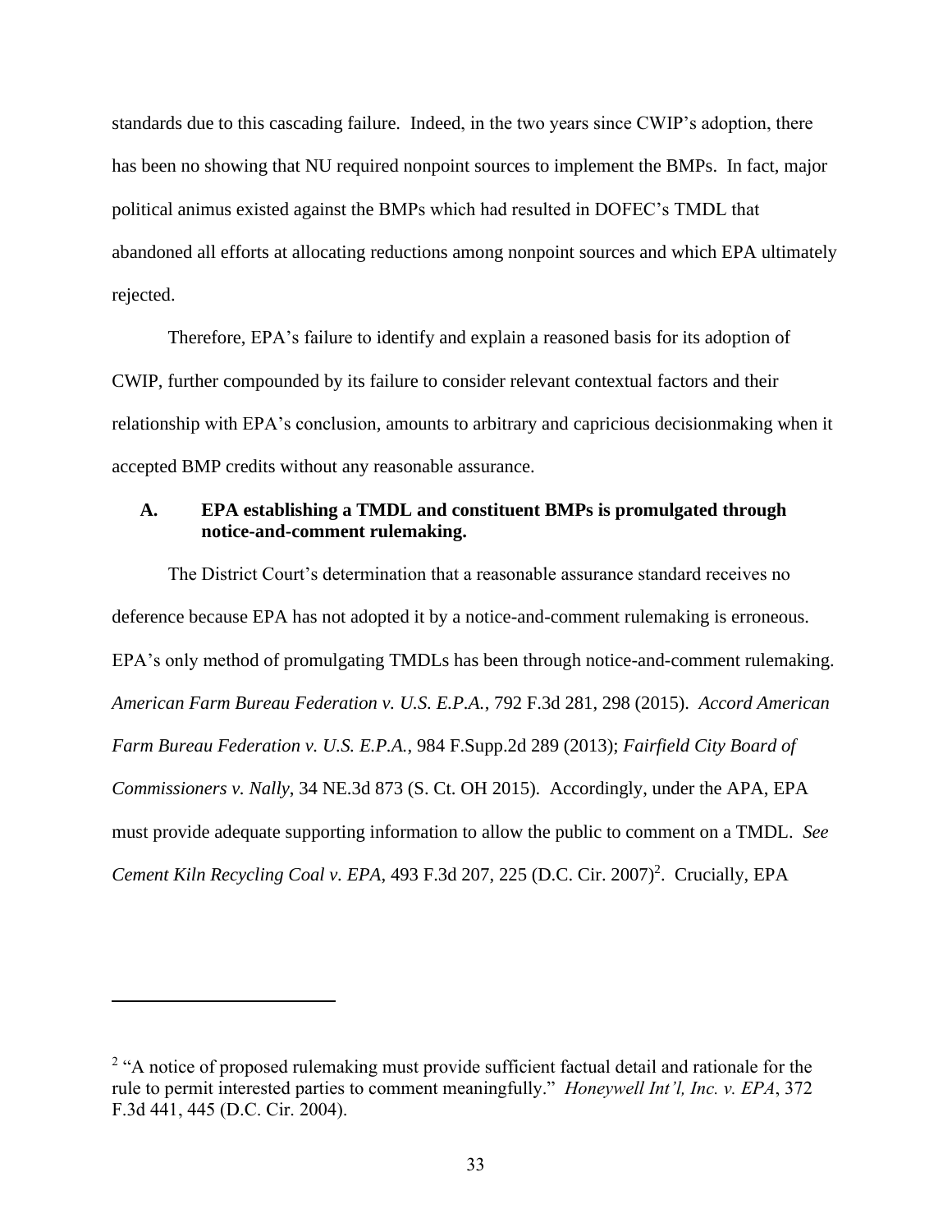standards due to this cascading failure. Indeed, in the two years since CWIP's adoption, there has been no showing that NU required nonpoint sources to implement the BMPs. In fact, major political animus existed against the BMPs which had resulted in DOFEC's TMDL that abandoned all efforts at allocating reductions among nonpoint sources and which EPA ultimately rejected.

Therefore, EPA's failure to identify and explain a reasoned basis for its adoption of CWIP, further compounded by its failure to consider relevant contextual factors and their relationship with EPA's conclusion, amounts to arbitrary and capricious decisionmaking when it accepted BMP credits without any reasonable assurance.

### A. EPA establishing a TMDL and constituent BMPs is promulgated through notice-and-comment rulemaking.

The District Court's determination that a reasonable assurance standard receives no deference because EPA has not adopted it by a notice-and-comment rulemaking is erroneous. EPA's only method of promulgating TMDLs has been through notice-and-comment rulemaking. *American Farm Bureau Federation v. U.S. E.P.A.*, 792 F.3d 281, 298 (2015). *Accord American Farm Bureau Federation v. U.S. E.P.A.*, 984 F.Supp.2d 289 (2013); *Fairfield City Board of Commissioners v. Nally*, 34 NE.3d 873 (S. Ct. OH 2015). Accordingly, under the APA, EPA must provide adequate supporting information to allow the public to comment on a TMDL. *See Cement Kiln Recycling Coal v. EPA*, 493 F.3d 207, 225 (D.C. Cir. 2007)[2]. Crucially, EPA

---

[2] "A notice of proposed rulemaking must provide sufficient factual detail and rationale for the rule to permit interested parties to comment meaningfully." *Honeywell Int'l, Inc. v. EPA*, 372 F.3d 441, 445 (D.C. Cir. 2004).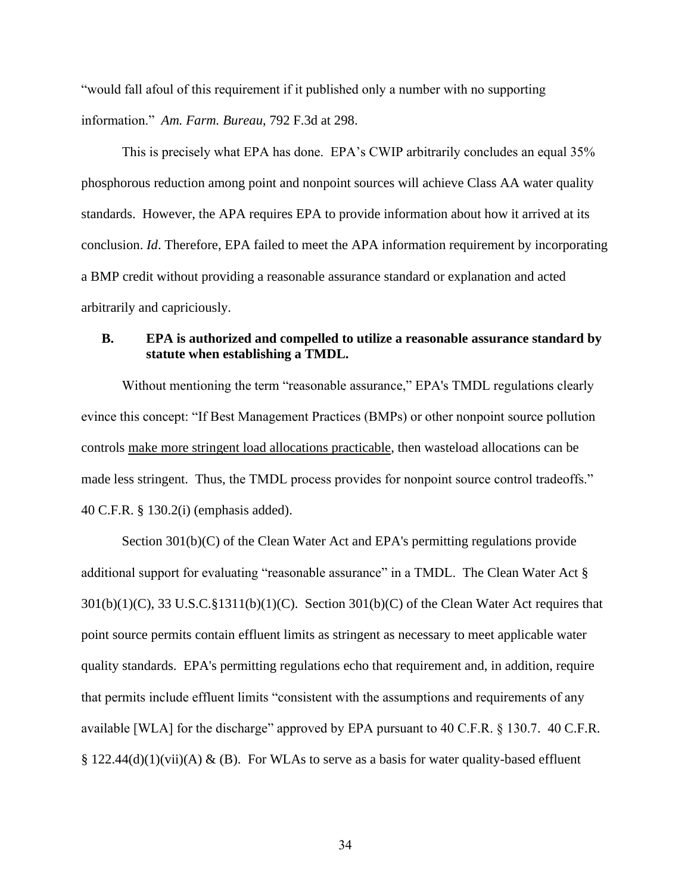"would fall afoul of this requirement if it published only a number with no supporting information." *Am. Farm. Bureau*, 792 F.3d at 298.

This is precisely what EPA has done. EPA's CWIP arbitrarily concludes an equal 35% phosphorous reduction among point and nonpoint sources will achieve Class AA water quality standards. However, the APA requires EPA to provide information about how it arrived at its conclusion. *Id*. Therefore, EPA failed to meet the APA information requirement by incorporating a BMP credit without providing a reasonable assurance standard or explanation and acted arbitrarily and capriciously.

### B. EPA is authorized and compelled to utilize a reasonable assurance standard by statute when establishing a TMDL.

Without mentioning the term "reasonable assurance," EPA's TMDL regulations clearly evince this concept: "If Best Management Practices (BMPs) or other nonpoint source pollution controls make more stringent load allocations practicable, then wasteload allocations can be made less stringent. Thus, the TMDL process provides for nonpoint source control tradeoffs." 40 C.F.R. § 130.2(i) (emphasis added).

Section 301(b)(C) of the Clean Water Act and EPA's permitting regulations provide additional support for evaluating "reasonable assurance" in a TMDL. The Clean Water Act § 301(b)(1)(C), 33 U.S.C.§1311(b)(1)(C). Section 301(b)(C) of the Clean Water Act requires that point source permits contain effluent limits as stringent as necessary to meet applicable water quality standards. EPA's permitting regulations echo that requirement and, in addition, require that permits include effluent limits "consistent with the assumptions and requirements of any available [WLA] for the discharge" approved by EPA pursuant to 40 C.F.R. § 130.7. 40 C.F.R. § 122.44(d)(1)(vii)(A) & (B). For WLAs to serve as a basis for water quality-based effluent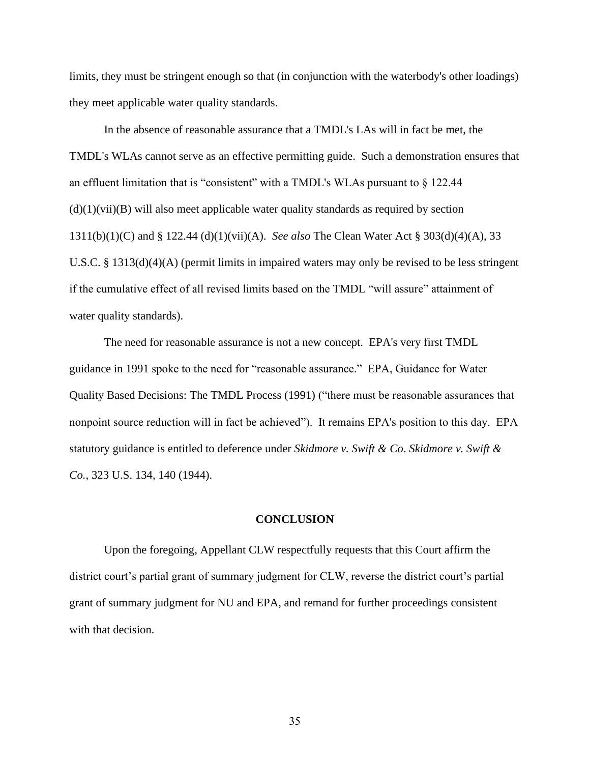limits, they must be stringent enough so that (in conjunction with the waterbody's other loadings) they meet applicable water quality standards.

In the absence of reasonable assurance that a TMDL's LAs will in fact be met, the TMDL's WLAs cannot serve as an effective permitting guide. Such a demonstration ensures that an effluent limitation that is "consistent" with a TMDL's WLAs pursuant to § 122.44 (d)(1)(vii)(B) will also meet applicable water quality standards as required by section 1311(b)(1)(C) and § 122.44 (d)(1)(vii)(A). *See also* The Clean Water Act § 303(d)(4)(A), 33 U.S.C. § 1313(d)(4)(A) (permit limits in impaired waters may only be revised to be less stringent if the cumulative effect of all revised limits based on the TMDL "will assure" attainment of water quality standards).

The need for reasonable assurance is not a new concept. EPA's very first TMDL guidance in 1991 spoke to the need for "reasonable assurance." EPA, Guidance for Water Quality Based Decisions: The TMDL Process (1991) ("there must be reasonable assurances that nonpoint source reduction will in fact be achieved"). It remains EPA's position to this day. EPA statutory guidance is entitled to deference under *Skidmore v. Swift & Co*. *Skidmore v. Swift & Co.*, 323 U.S. 134, 140 (1944).

## CONCLUSION

Upon the foregoing, Appellant CLW respectfully requests that this Court affirm the district court's partial grant of summary judgment for CLW, reverse the district court's partial grant of summary judgment for NU and EPA, and remand for further proceedings consistent with that decision.